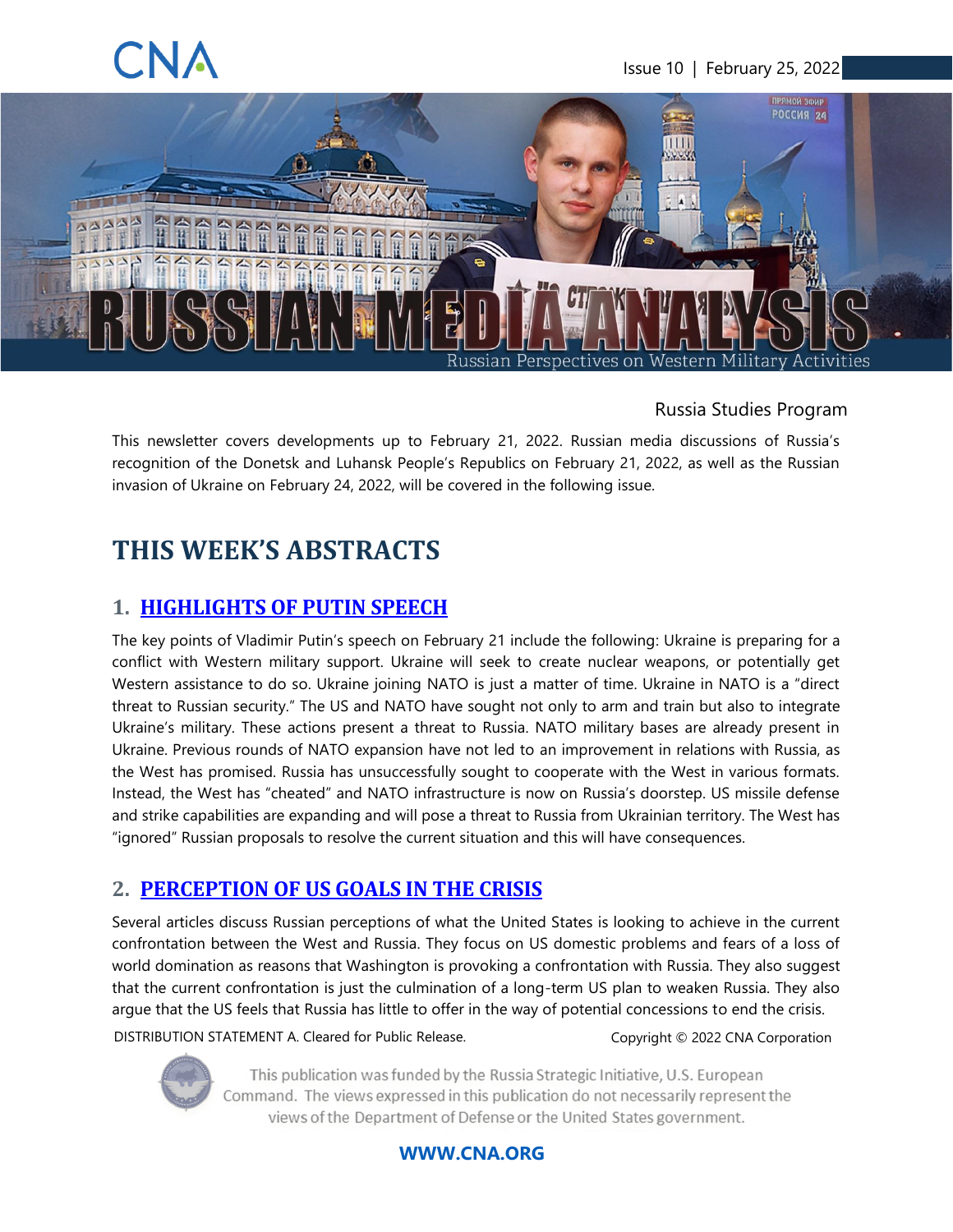Issue 10 | February 25, 2022

# RUSSIAN MEDIA ANALYSIS

Russian Perspectives on Western Military Activities

Russia Studies Program

This newsletter covers developments up to February 21, 2022. Russian media discussions of Russia's recognition of the Donetsk and Luhansk People's Republics on February 21, 2022, as well as the Russian invasion of Ukraine on February 24, 2022, will be covered in the following issue.

## THIS WEEK'S ABSTRACTS

### 1. HIGHLIGHTS OF PUTIN SPEECH

The key points of Vladimir Putin's speech on February 21 include the following: Ukraine is preparing for a conflict with Western military support. Ukraine will seek to create nuclear weapons, or potentially get Western assistance to do so. Ukraine joining NATO is just a matter of time. Ukraine in NATO is a "direct threat to Russian security." The US and NATO have sought not only to arm and train but also to integrate Ukraine's military. These actions present a threat to Russia. NATO military bases are already present in Ukraine. Previous rounds of NATO expansion have not led to an improvement in relations with Russia, as the West has promised. Russia has unsuccessfully sought to cooperate with the West in various formats. Instead, the West has "cheated" and NATO infrastructure is now on Russia's doorstep. US missile defense and strike capabilities are expanding and will pose a threat to Russia from Ukrainian territory. The West has "ignored" Russian proposals to resolve the current situation and this will have consequences.

### 2. PERCEPTION OF US GOALS IN THE CRISIS

Several articles discuss Russian perceptions of what the United States is looking to achieve in the current confrontation between the West and Russia. They focus on US domestic problems and fears of a loss of world domination as reasons that Washington is provoking a confrontation with Russia. They also suggest that the current confrontation is just the culmination of a long-term US plan to weaken Russia. They also argue that the US feels that Russia has little to offer in the way of potential concessions to end the crisis.

DISTRIBUTION STATEMENT A. Cleared for Public Release. Copyright © 2022 CNA Corporation

This publication was funded by the Russia Strategic Initiative, U.S. European Command. The views expressed in this publication do not necessarily represent the views of the Department of Defense or the United States government.

WWW.CNA.ORG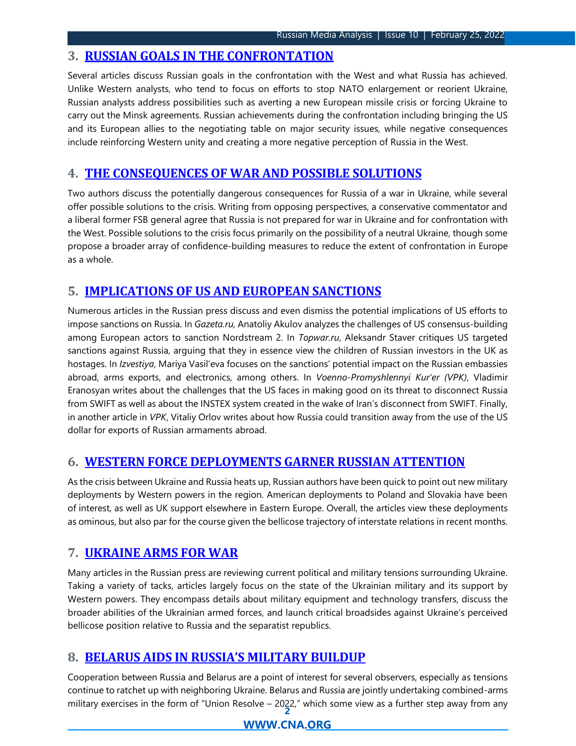## 3. RUSSIAN GOALS IN THE CONFRONTATION

Several articles discuss Russian goals in the confrontation with the West and what Russia has achieved. Unlike Western analysts, who tend to focus on efforts to stop NATO enlargement or reorient Ukraine, Russian analysts address possibilities such as averting a new European missile crisis or forcing Ukraine to carry out the Minsk agreements. Russian achievements during the confrontation including bringing the US and its European allies to the negotiating table on major security issues, while negative consequences include reinforcing Western unity and creating a more negative perception of Russia in the West.

## 4. THE CONSEQUENCES OF WAR AND POSSIBLE SOLUTIONS

Two authors discuss the potentially dangerous consequences for Russia of a war in Ukraine, while several offer possible solutions to the crisis. Writing from opposing perspectives, a conservative commentator and a liberal former FSB general agree that Russia is not prepared for war in Ukraine and for confrontation with the West. Possible solutions to the crisis focus primarily on the possibility of a neutral Ukraine, though some propose a broader array of confidence-building measures to reduce the extent of confrontation in Europe as a whole.

## 5. IMPLICATIONS OF US AND EUROPEAN SANCTIONS

Numerous articles in the Russian press discuss and even dismiss the potential implications of US efforts to impose sanctions on Russia. In *Gazeta.ru,* Anatoliy Akulov analyzes the challenges of US consensus-building among European actors to sanction Nordstream 2. In *Topwar.ru*, Aleksandr Staver critiques US targeted sanctions against Russia, arguing that they in essence view the children of Russian investors in the UK as hostages. In *Izvestiya*, Mariya Vasil'eva focuses on the sanctions' potential impact on the Russian embassies abroad, arms exports, and electronics, among others. In *Voenno-Promyshlennyi Kur'er (VPK)*, Vladimir Eranosyan writes about the challenges that the US faces in making good on its threat to disconnect Russia from SWIFT as well as about the INSTEX system created in the wake of Iran's disconnect from SWIFT. Finally, in another article in *VPK*, Vitaliy Orlov writes about how Russia could transition away from the use of the US dollar for exports of Russian armaments abroad.

## 6. WESTERN FORCE DEPLOYMENTS GARNER RUSSIAN ATTENTION

As the crisis between Ukraine and Russia heats up, Russian authors have been quick to point out new military deployments by Western powers in the region. American deployments to Poland and Slovakia have been of interest, as well as UK support elsewhere in Eastern Europe. Overall, the articles view these deployments as ominous, but also par for the course given the bellicose trajectory of interstate relations in recent months.

## 7. UKRAINE ARMS FOR WAR

Many articles in the Russian press are reviewing current political and military tensions surrounding Ukraine. Taking a variety of tacks, articles largely focus on the state of the Ukrainian military and its support by Western powers. They encompass details about military equipment and technology transfers, discuss the broader abilities of the Ukrainian armed forces, and launch critical broadsides against Ukraine's perceived bellicose position relative to Russia and the separatist republics.

## 8. BELARUS AIDS IN RUSSIA'S MILITARY BUILDUP

Cooperation between Russia and Belarus are a point of interest for several observers, especially as tensions continue to ratchet up with neighboring Ukraine. Belarus and Russia are jointly undertaking combined-arms military exercises in the form of "Union Resolve – 2022," which some view as a further step away from any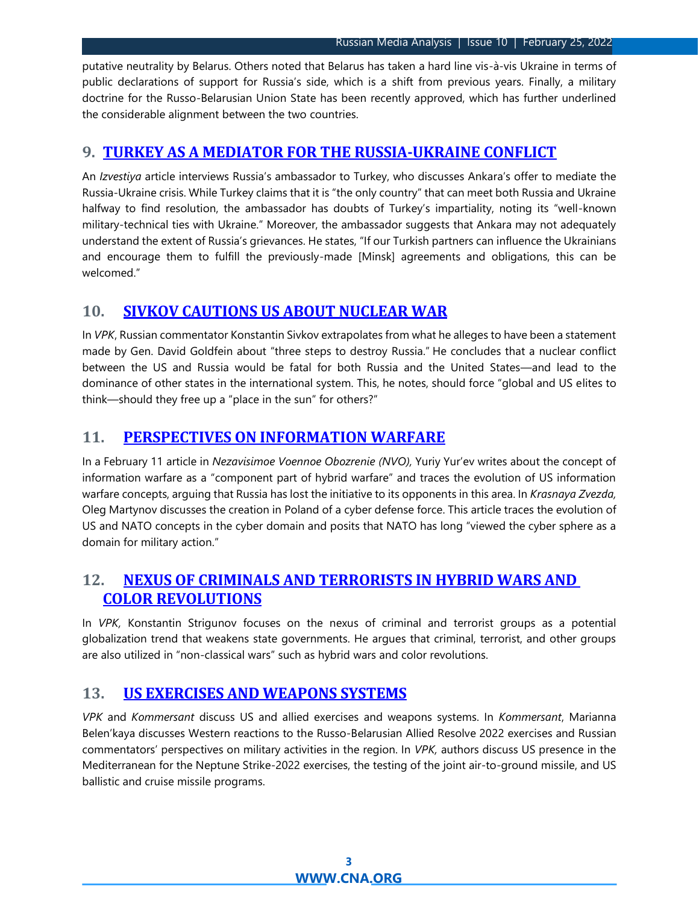putative neutrality by Belarus. Others noted that Belarus has taken a hard line vis-à-vis Ukraine in terms of public declarations of support for Russia's side, which is a shift from previous years. Finally, a military doctrine for the Russo-Belarusian Union State has been recently approved, which has further underlined the considerable alignment between the two countries.

## 9. TURKEY AS A MEDIATOR FOR THE RUSSIA-UKRAINE CONFLICT

An *Izvestiya* article interviews Russia's ambassador to Turkey, who discusses Ankara's offer to mediate the Russia-Ukraine crisis. While Turkey claims that it is "the only country" that can meet both Russia and Ukraine halfway to find resolution, the ambassador has doubts of Turkey's impartiality, noting its "well-known military-technical ties with Ukraine." Moreover, the ambassador suggests that Ankara may not adequately understand the extent of Russia's grievances. He states, "If our Turkish partners can influence the Ukrainians and encourage them to fulfill the previously-made [Minsk] agreements and obligations, this can be welcomed."

## 10. SIVKOV CAUTIONS US ABOUT NUCLEAR WAR

In *VPK*, Russian commentator Konstantin Sivkov extrapolates from what he alleges to have been a statement made by Gen. David Goldfein about "three steps to destroy Russia." He concludes that a nuclear conflict between the US and Russia would be fatal for both Russia and the United States—and lead to the dominance of other states in the international system. This, he notes, should force "global and US elites to think—should they free up a "place in the sun" for others?"

## 11. PERSPECTIVES ON INFORMATION WARFARE

In a February 11 article in *Nezavisimoe Voennoe Obozrenie (NVO),* Yuriy Yur'ev writes about the concept of information warfare as a "component part of hybrid warfare" and traces the evolution of US information warfare concepts, arguing that Russia has lost the initiative to its opponents in this area. In *Krasnaya Zvezda,* Oleg Martynov discusses the creation in Poland of a cyber defense force. This article traces the evolution of US and NATO concepts in the cyber domain and posits that NATO has long "viewed the cyber sphere as a domain for military action."

## 12. NEXUS OF CRIMINALS AND TERRORISTS IN HYBRID WARS AND COLOR REVOLUTIONS

In *VPK,* Konstantin Strigunov focuses on the nexus of criminal and terrorist groups as a potential globalization trend that weakens state governments. He argues that criminal, terrorist, and other groups are also utilized in "non-classical wars" such as hybrid wars and color revolutions.

## 13. US EXERCISES AND WEAPONS SYSTEMS

*VPK* and *Kommersant* discuss US and allied exercises and weapons systems. In *Kommersant*, Marianna Belen'kaya discusses Western reactions to the Russo-Belarusian Allied Resolve 2022 exercises and Russian commentators' perspectives on military activities in the region. In *VPK,* authors discuss US presence in the Mediterranean for the Neptune Strike-2022 exercises, the testing of the joint air-to-ground missile, and US ballistic and cruise missile programs.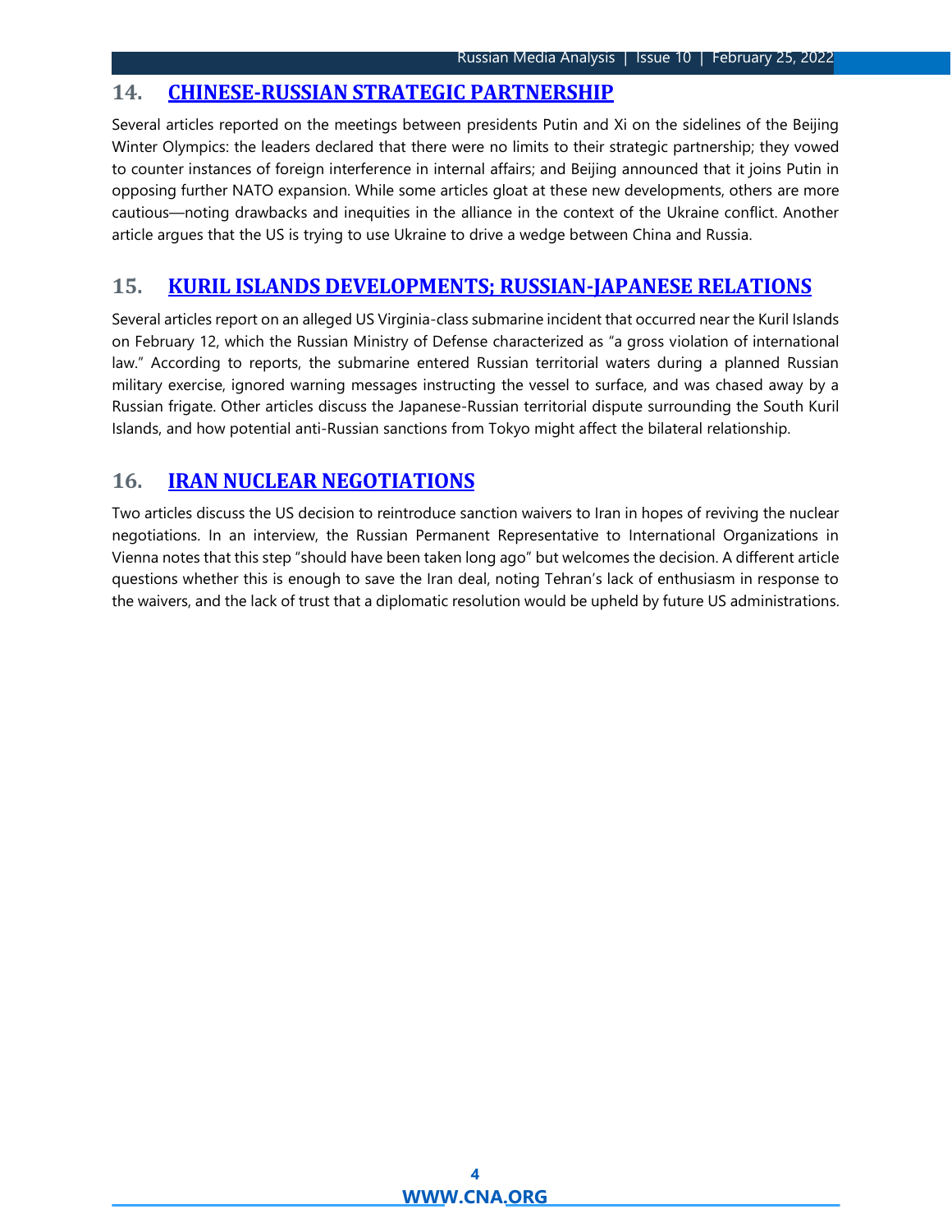## 14. CHINESE-RUSSIAN STRATEGIC PARTNERSHIP

Several articles reported on the meetings between presidents Putin and Xi on the sidelines of the Beijing Winter Olympics: the leaders declared that there were no limits to their strategic partnership; they vowed to counter instances of foreign interference in internal affairs; and Beijing announced that it joins Putin in opposing further NATO expansion. While some articles gloat at these new developments, others are more cautious—noting drawbacks and inequities in the alliance in the context of the Ukraine conflict. Another article argues that the US is trying to use Ukraine to drive a wedge between China and Russia.

## 15. KURIL ISLANDS DEVELOPMENTS; RUSSIAN-JAPANESE RELATIONS

Several articles report on an alleged US Virginia-class submarine incident that occurred near the Kuril Islands on February 12, which the Russian Ministry of Defense characterized as "a gross violation of international law." According to reports, the submarine entered Russian territorial waters during a planned Russian military exercise, ignored warning messages instructing the vessel to surface, and was chased away by a Russian frigate. Other articles discuss the Japanese-Russian territorial dispute surrounding the South Kuril Islands, and how potential anti-Russian sanctions from Tokyo might affect the bilateral relationship.

## 16. IRAN NUCLEAR NEGOTIATIONS

Two articles discuss the US decision to reintroduce sanction waivers to Iran in hopes of reviving the nuclear negotiations. In an interview, the Russian Permanent Representative to International Organizations in Vienna notes that this step "should have been taken long ago" but welcomes the decision. A different article questions whether this is enough to save the Iran deal, noting Tehran's lack of enthusiasm in response to the waivers, and the lack of trust that a diplomatic resolution would be upheld by future US administrations.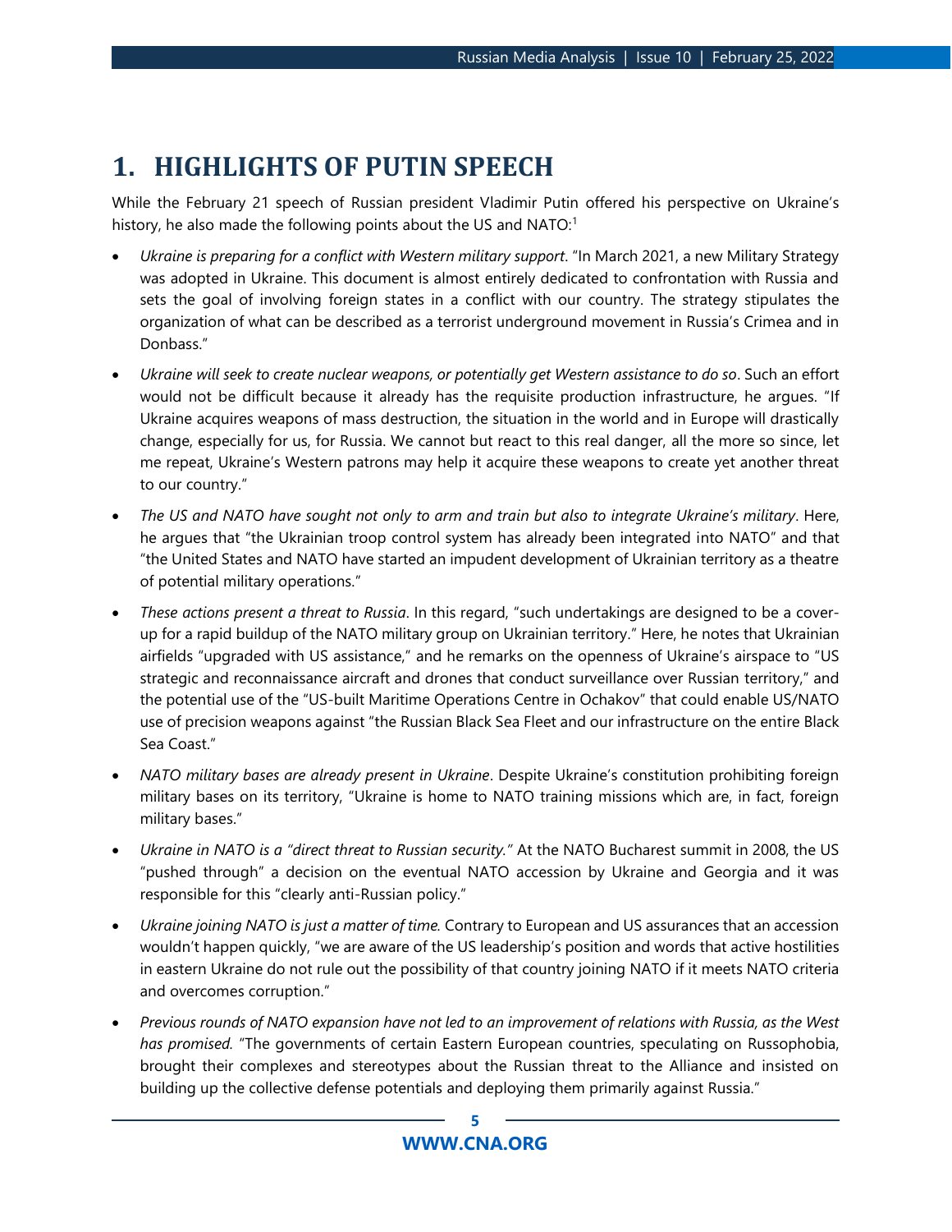# 1. HIGHLIGHTS OF PUTIN SPEECH

While the February 21 speech of Russian president Vladimir Putin offered his perspective on Ukraine's history, he also made the following points about the US and NATO:[1]

- *Ukraine is preparing for a conflict with Western military support*. "In March 2021, a new Military Strategy was adopted in Ukraine. This document is almost entirely dedicated to confrontation with Russia and sets the goal of involving foreign states in a conflict with our country. The strategy stipulates the organization of what can be described as a terrorist underground movement in Russia's Crimea and in Donbass."
- *Ukraine will seek to create nuclear weapons, or potentially get Western assistance to do so*. Such an effort would not be difficult because it already has the requisite production infrastructure, he argues. "If Ukraine acquires weapons of mass destruction, the situation in the world and in Europe will drastically change, especially for us, for Russia. We cannot but react to this real danger, all the more so since, let me repeat, Ukraine's Western patrons may help it acquire these weapons to create yet another threat to our country."
- *The US and NATO have sought not only to arm and train but also to integrate Ukraine's military*. Here, he argues that "the Ukrainian troop control system has already been integrated into NATO" and that "the United States and NATO have started an impudent development of Ukrainian territory as a theatre of potential military operations."
- *These actions present a threat to Russia*. In this regard, "such undertakings are designed to be a cover-up for a rapid buildup of the NATO military group on Ukrainian territory." Here, he notes that Ukrainian airfields "upgraded with US assistance," and he remarks on the openness of Ukraine's airspace to "US strategic and reconnaissance aircraft and drones that conduct surveillance over Russian territory," and the potential use of the "US-built Maritime Operations Centre in Ochakov" that could enable US/NATO use of precision weapons against "the Russian Black Sea Fleet and our infrastructure on the entire Black Sea Coast."
- *NATO military bases are already present in Ukraine*. Despite Ukraine's constitution prohibiting foreign military bases on its territory, "Ukraine is home to NATO training missions which are, in fact, foreign military bases."
- *Ukraine in NATO is a "direct threat to Russian security."* At the NATO Bucharest summit in 2008, the US "pushed through" a decision on the eventual NATO accession by Ukraine and Georgia and it was responsible for this "clearly anti-Russian policy."
- *Ukraine joining NATO is just a matter of time.* Contrary to European and US assurances that an accession wouldn't happen quickly, "we are aware of the US leadership's position and words that active hostilities in eastern Ukraine do not rule out the possibility of that country joining NATO if it meets NATO criteria and overcomes corruption."
- *Previous rounds of NATO expansion have not led to an improvement of relations with Russia, as the West has promised.* "The governments of certain Eastern European countries, speculating on Russophobia, brought their complexes and stereotypes about the Russian threat to the Alliance and insisted on building up the collective defense potentials and deploying them primarily against Russia."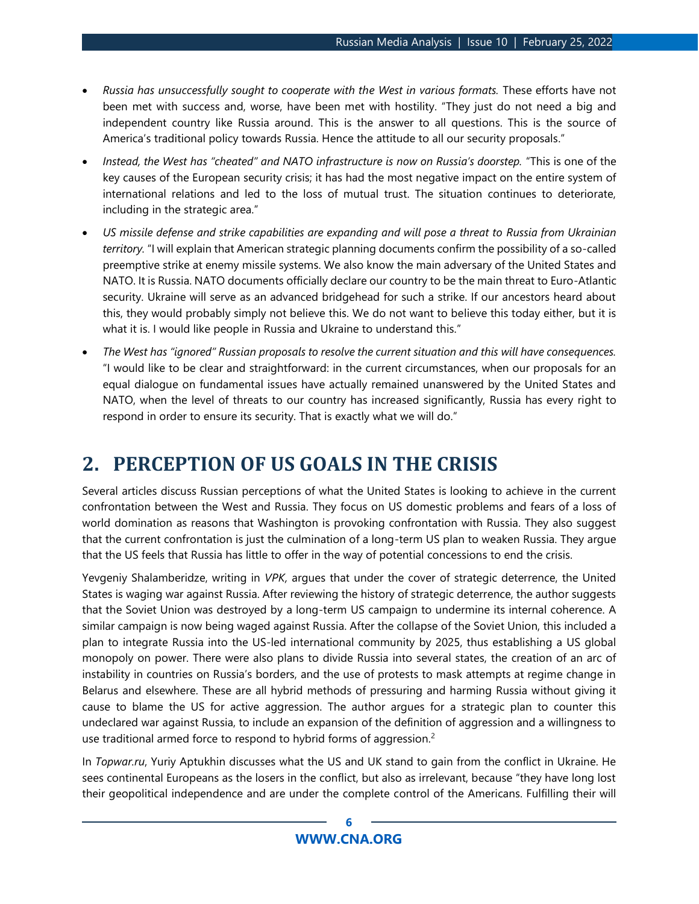- *Russia has unsuccessfully sought to cooperate with the West in various formats.* These efforts have not been met with success and, worse, have been met with hostility. "They just do not need a big and independent country like Russia around. This is the answer to all questions. This is the source of America's traditional policy towards Russia. Hence the attitude to all our security proposals."
- *Instead, the West has "cheated" and NATO infrastructure is now on Russia's doorstep.* "This is one of the key causes of the European security crisis; it has had the most negative impact on the entire system of international relations and led to the loss of mutual trust. The situation continues to deteriorate, including in the strategic area."
- *US missile defense and strike capabilities are expanding and will pose a threat to Russia from Ukrainian territory.* "I will explain that American strategic planning documents confirm the possibility of a so-called preemptive strike at enemy missile systems. We also know the main adversary of the United States and NATO. It is Russia. NATO documents officially declare our country to be the main threat to Euro-Atlantic security. Ukraine will serve as an advanced bridgehead for such a strike. If our ancestors heard about this, they would probably simply not believe this. We do not want to believe this today either, but it is what it is. I would like people in Russia and Ukraine to understand this."
- *The West has "ignored" Russian proposals to resolve the current situation and this will have consequences.* "I would like to be clear and straightforward: in the current circumstances, when our proposals for an equal dialogue on fundamental issues have actually remained unanswered by the United States and NATO, when the level of threats to our country has increased significantly, Russia has every right to respond in order to ensure its security. That is exactly what we will do."

## 2. PERCEPTION OF US GOALS IN THE CRISIS

Several articles discuss Russian perceptions of what the United States is looking to achieve in the current confrontation between the West and Russia. They focus on US domestic problems and fears of a loss of world domination as reasons that Washington is provoking confrontation with Russia. They also suggest that the current confrontation is just the culmination of a long-term US plan to weaken Russia. They argue that the US feels that Russia has little to offer in the way of potential concessions to end the crisis.

Yevgeniy Shalamberidze, writing in *VPK*, argues that under the cover of strategic deterrence, the United States is waging war against Russia. After reviewing the history of strategic deterrence, the author suggests that the Soviet Union was destroyed by a long-term US campaign to undermine its internal coherence. A similar campaign is now being waged against Russia. After the collapse of the Soviet Union, this included a plan to integrate Russia into the US-led international community by 2025, thus establishing a US global monopoly on power. There were also plans to divide Russia into several states, the creation of an arc of instability in countries on Russia's borders, and the use of protests to mask attempts at regime change in Belarus and elsewhere. These are all hybrid methods of pressuring and harming Russia without giving it cause to blame the US for active aggression. The author argues for a strategic plan to counter this undeclared war against Russia, to include an expansion of the definition of aggression and a willingness to use traditional armed force to respond to hybrid forms of aggression.[2]

In *Topwar.ru*, Yuriy Aptukhin discusses what the US and UK stand to gain from the conflict in Ukraine. He sees continental Europeans as the losers in the conflict, but also as irrelevant, because "they have long lost their geopolitical independence and are under the complete control of the Americans. Fulfilling their will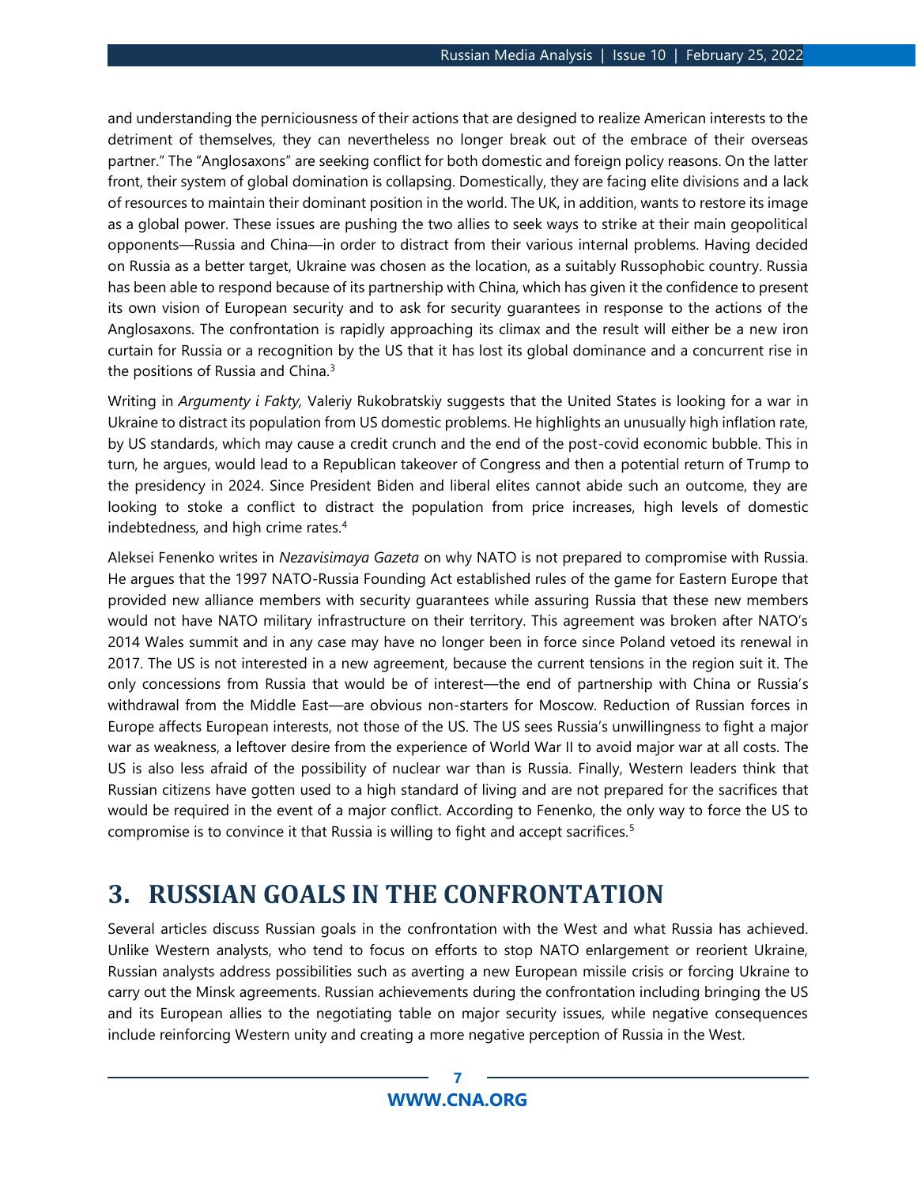and understanding the perniciousness of their actions that are designed to realize American interests to the detriment of themselves, they can nevertheless no longer break out of the embrace of their overseas partner." The "Anglosaxons" are seeking conflict for both domestic and foreign policy reasons. On the latter front, their system of global domination is collapsing. Domestically, they are facing elite divisions and a lack of resources to maintain their dominant position in the world. The UK, in addition, wants to restore its image as a global power. These issues are pushing the two allies to seek ways to strike at their main geopolitical opponents—Russia and China—in order to distract from their various internal problems. Having decided on Russia as a better target, Ukraine was chosen as the location, as a suitably Russophobic country. Russia has been able to respond because of its partnership with China, which has given it the confidence to present its own vision of European security and to ask for security guarantees in response to the actions of the Anglosaxons. The confrontation is rapidly approaching its climax and the result will either be a new iron curtain for Russia or a recognition by the US that it has lost its global dominance and a concurrent rise in the positions of Russia and China.[3]

Writing in *Argumenty i Fakty,* Valeriy Rukobratskiy suggests that the United States is looking for a war in Ukraine to distract its population from US domestic problems. He highlights an unusually high inflation rate, by US standards, which may cause a credit crunch and the end of the post-covid economic bubble. This in turn, he argues, would lead to a Republican takeover of Congress and then a potential return of Trump to the presidency in 2024. Since President Biden and liberal elites cannot abide such an outcome, they are looking to stoke a conflict to distract the population from price increases, high levels of domestic indebtedness, and high crime rates.[4]

Aleksei Fenenko writes in *Nezavisimaya Gazeta* on why NATO is not prepared to compromise with Russia. He argues that the 1997 NATO-Russia Founding Act established rules of the game for Eastern Europe that provided new alliance members with security guarantees while assuring Russia that these new members would not have NATO military infrastructure on their territory. This agreement was broken after NATO's 2014 Wales summit and in any case may have no longer been in force since Poland vetoed its renewal in 2017. The US is not interested in a new agreement, because the current tensions in the region suit it. The only concessions from Russia that would be of interest—the end of partnership with China or Russia's withdrawal from the Middle East—are obvious non-starters for Moscow. Reduction of Russian forces in Europe affects European interests, not those of the US. The US sees Russia's unwillingness to fight a major war as weakness, a leftover desire from the experience of World War II to avoid major war at all costs. The US is also less afraid of the possibility of nuclear war than is Russia. Finally, Western leaders think that Russian citizens have gotten used to a high standard of living and are not prepared for the sacrifices that would be required in the event of a major conflict. According to Fenenko, the only way to force the US to compromise is to convince it that Russia is willing to fight and accept sacrifices.[5]

# 3. RUSSIAN GOALS IN THE CONFRONTATION

Several articles discuss Russian goals in the confrontation with the West and what Russia has achieved. Unlike Western analysts, who tend to focus on efforts to stop NATO enlargement or reorient Ukraine, Russian analysts address possibilities such as averting a new European missile crisis or forcing Ukraine to carry out the Minsk agreements. Russian achievements during the confrontation including bringing the US and its European allies to the negotiating table on major security issues, while negative consequences include reinforcing Western unity and creating a more negative perception of Russia in the West.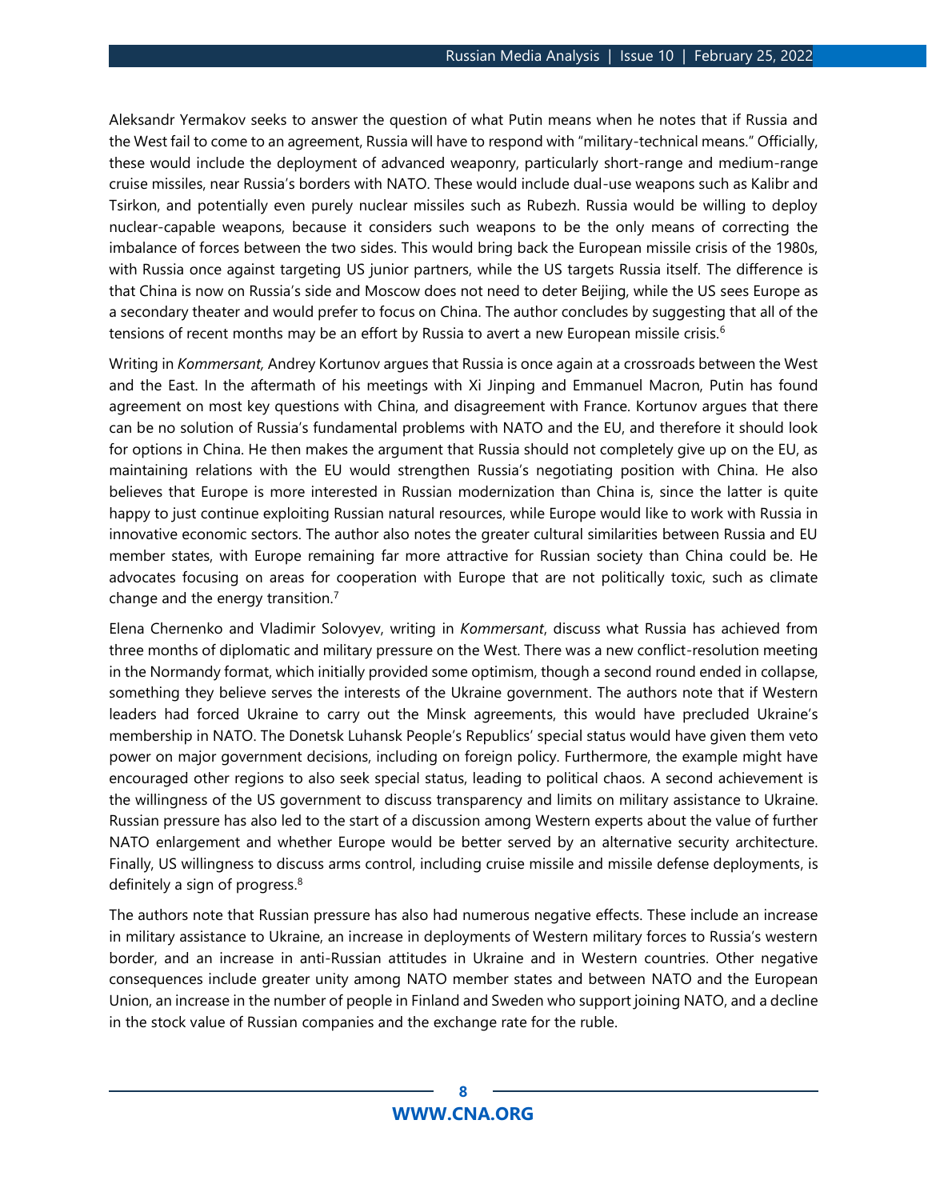Aleksandr Yermakov seeks to answer the question of what Putin means when he notes that if Russia and the West fail to come to an agreement, Russia will have to respond with "military-technical means." Officially, these would include the deployment of advanced weaponry, particularly short-range and medium-range cruise missiles, near Russia's borders with NATO. These would include dual-use weapons such as Kalibr and Tsirkon, and potentially even purely nuclear missiles such as Rubezh. Russia would be willing to deploy nuclear-capable weapons, because it considers such weapons to be the only means of correcting the imbalance of forces between the two sides. This would bring back the European missile crisis of the 1980s, with Russia once against targeting US junior partners, while the US targets Russia itself. The difference is that China is now on Russia's side and Moscow does not need to deter Beijing, while the US sees Europe as a secondary theater and would prefer to focus on China. The author concludes by suggesting that all of the tensions of recent months may be an effort by Russia to avert a new European missile crisis.[6]

Writing in *Kommersant,* Andrey Kortunov argues that Russia is once again at a crossroads between the West and the East. In the aftermath of his meetings with Xi Jinping and Emmanuel Macron, Putin has found agreement on most key questions with China, and disagreement with France. Kortunov argues that there can be no solution of Russia's fundamental problems with NATO and the EU, and therefore it should look for options in China. He then makes the argument that Russia should not completely give up on the EU, as maintaining relations with the EU would strengthen Russia's negotiating position with China. He also believes that Europe is more interested in Russian modernization than China is, since the latter is quite happy to just continue exploiting Russian natural resources, while Europe would like to work with Russia in innovative economic sectors. The author also notes the greater cultural similarities between Russia and EU member states, with Europe remaining far more attractive for Russian society than China could be. He advocates focusing on areas for cooperation with Europe that are not politically toxic, such as climate change and the energy transition.[7]

Elena Chernenko and Vladimir Solovyev, writing in *Kommersant*, discuss what Russia has achieved from three months of diplomatic and military pressure on the West. There was a new conflict-resolution meeting in the Normandy format, which initially provided some optimism, though a second round ended in collapse, something they believe serves the interests of the Ukraine government. The authors note that if Western leaders had forced Ukraine to carry out the Minsk agreements, this would have precluded Ukraine's membership in NATO. The Donetsk Luhansk People's Republics' special status would have given them veto power on major government decisions, including on foreign policy. Furthermore, the example might have encouraged other regions to also seek special status, leading to political chaos. A second achievement is the willingness of the US government to discuss transparency and limits on military assistance to Ukraine. Russian pressure has also led to the start of a discussion among Western experts about the value of further NATO enlargement and whether Europe would be better served by an alternative security architecture. Finally, US willingness to discuss arms control, including cruise missile and missile defense deployments, is definitely a sign of progress.[8]

The authors note that Russian pressure has also had numerous negative effects. These include an increase in military assistance to Ukraine, an increase in deployments of Western military forces to Russia's western border, and an increase in anti-Russian attitudes in Ukraine and in Western countries. Other negative consequences include greater unity among NATO member states and between NATO and the European Union, an increase in the number of people in Finland and Sweden who support joining NATO, and a decline in the stock value of Russian companies and the exchange rate for the ruble.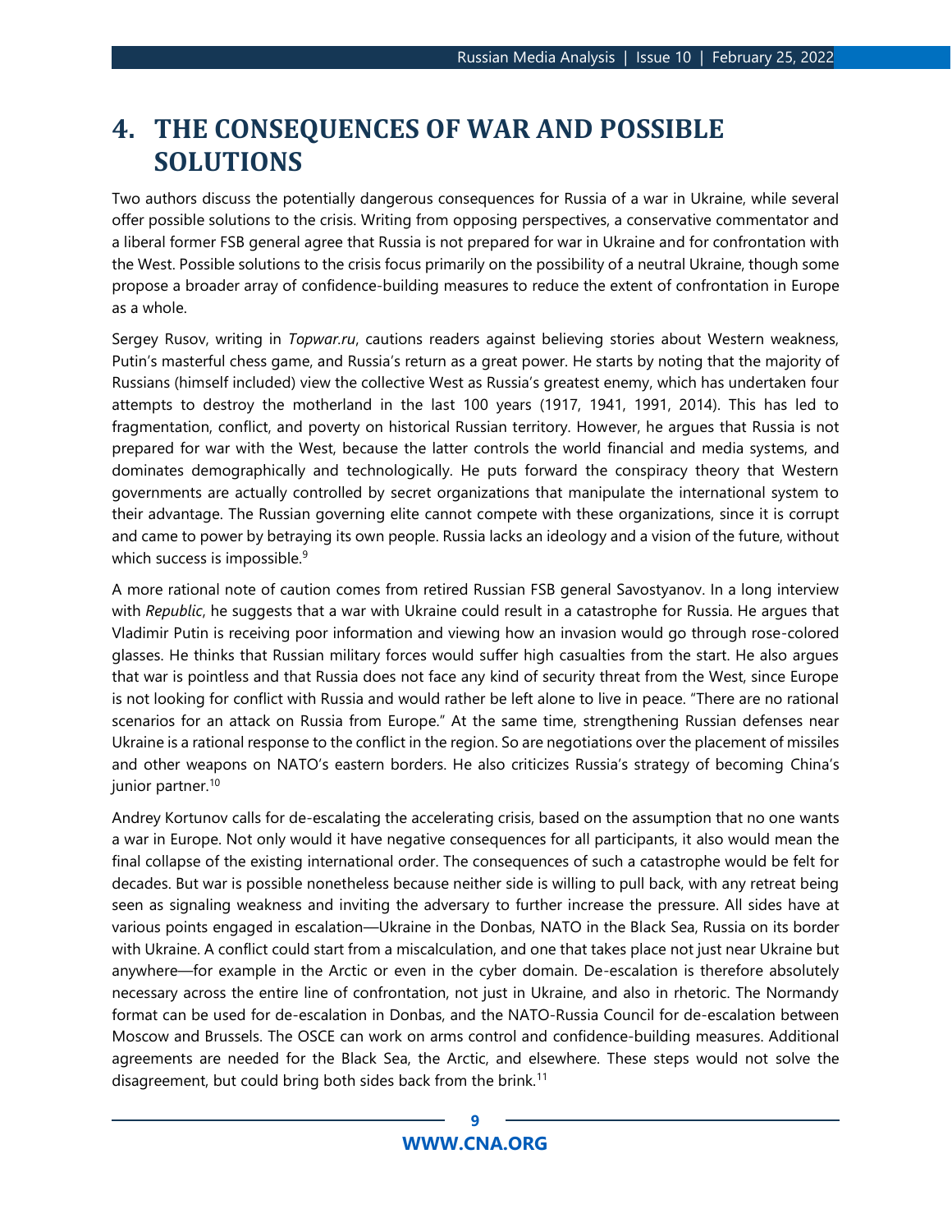## 4. THE CONSEQUENCES OF WAR AND POSSIBLE SOLUTIONS

Two authors discuss the potentially dangerous consequences for Russia of a war in Ukraine, while several offer possible solutions to the crisis. Writing from opposing perspectives, a conservative commentator and a liberal former FSB general agree that Russia is not prepared for war in Ukraine and for confrontation with the West. Possible solutions to the crisis focus primarily on the possibility of a neutral Ukraine, though some propose a broader array of confidence-building measures to reduce the extent of confrontation in Europe as a whole.

Sergey Rusov, writing in *Topwar.ru*, cautions readers against believing stories about Western weakness, Putin's masterful chess game, and Russia's return as a great power. He starts by noting that the majority of Russians (himself included) view the collective West as Russia's greatest enemy, which has undertaken four attempts to destroy the motherland in the last 100 years (1917, 1941, 1991, 2014). This has led to fragmentation, conflict, and poverty on historical Russian territory. However, he argues that Russia is not prepared for war with the West, because the latter controls the world financial and media systems, and dominates demographically and technologically. He puts forward the conspiracy theory that Western governments are actually controlled by secret organizations that manipulate the international system to their advantage. The Russian governing elite cannot compete with these organizations, since it is corrupt and came to power by betraying its own people. Russia lacks an ideology and a vision of the future, without which success is impossible.[9]

A more rational note of caution comes from retired Russian FSB general Savostyanov. In a long interview with *Republic*, he suggests that a war with Ukraine could result in a catastrophe for Russia. He argues that Vladimir Putin is receiving poor information and viewing how an invasion would go through rose-colored glasses. He thinks that Russian military forces would suffer high casualties from the start. He also argues that war is pointless and that Russia does not face any kind of security threat from the West, since Europe is not looking for conflict with Russia and would rather be left alone to live in peace. "There are no rational scenarios for an attack on Russia from Europe." At the same time, strengthening Russian defenses near Ukraine is a rational response to the conflict in the region. So are negotiations over the placement of missiles and other weapons on NATO's eastern borders. He also criticizes Russia's strategy of becoming China's junior partner.[10]

Andrey Kortunov calls for de-escalating the accelerating crisis, based on the assumption that no one wants a war in Europe. Not only would it have negative consequences for all participants, it also would mean the final collapse of the existing international order. The consequences of such a catastrophe would be felt for decades. But war is possible nonetheless because neither side is willing to pull back, with any retreat being seen as signaling weakness and inviting the adversary to further increase the pressure. All sides have at various points engaged in escalation—Ukraine in the Donbas, NATO in the Black Sea, Russia on its border with Ukraine. A conflict could start from a miscalculation, and one that takes place not just near Ukraine but anywhere—for example in the Arctic or even in the cyber domain. De-escalation is therefore absolutely necessary across the entire line of confrontation, not just in Ukraine, and also in rhetoric. The Normandy format can be used for de-escalation in Donbas, and the NATO-Russia Council for de-escalation between Moscow and Brussels. The OSCE can work on arms control and confidence-building measures. Additional agreements are needed for the Black Sea, the Arctic, and elsewhere. These steps would not solve the disagreement, but could bring both sides back from the brink.[11]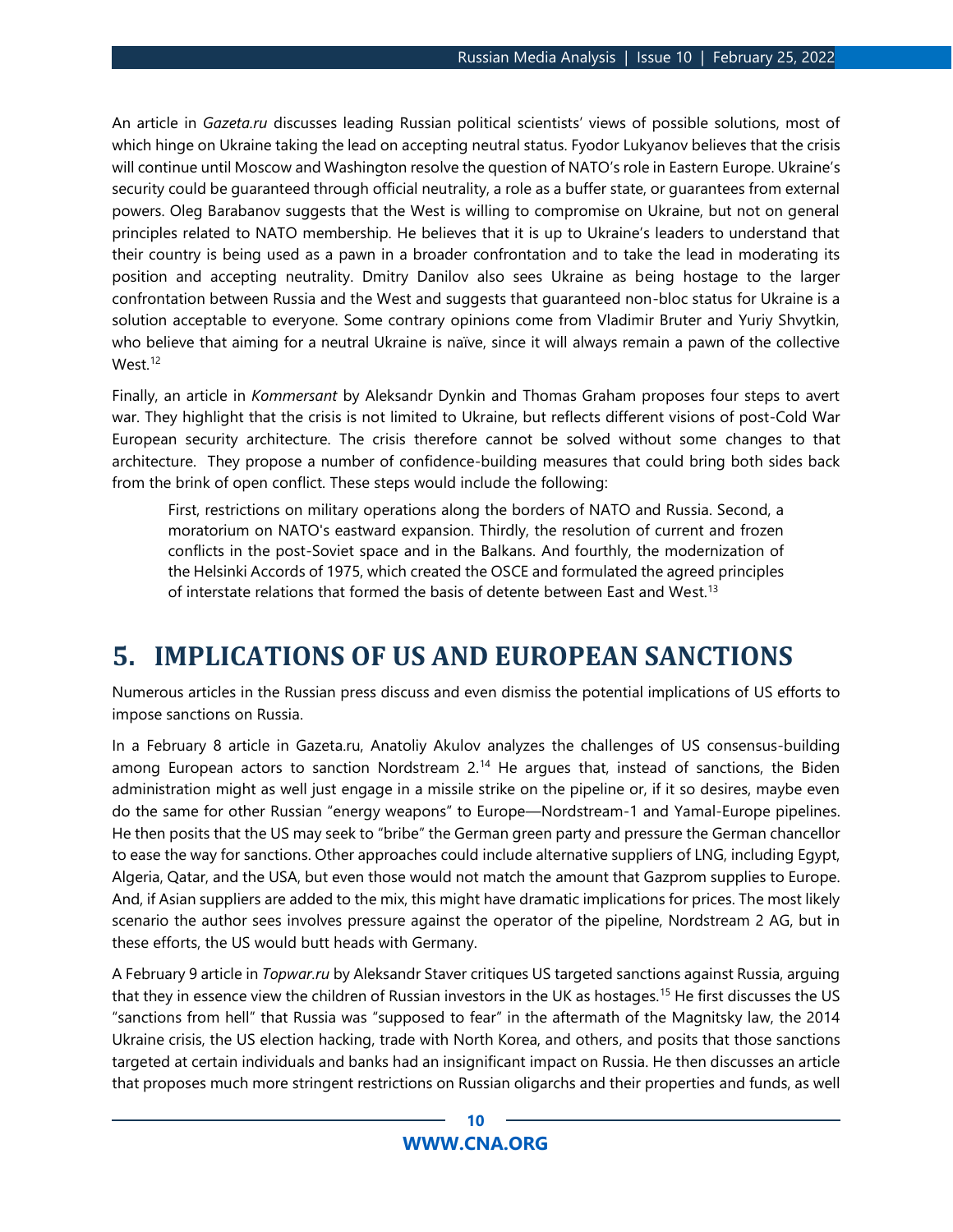An article in *Gazeta.ru* discusses leading Russian political scientists' views of possible solutions, most of which hinge on Ukraine taking the lead on accepting neutral status. Fyodor Lukyanov believes that the crisis will continue until Moscow and Washington resolve the question of NATO's role in Eastern Europe. Ukraine's security could be guaranteed through official neutrality, a role as a buffer state, or guarantees from external powers. Oleg Barabanov suggests that the West is willing to compromise on Ukraine, but not on general principles related to NATO membership. He believes that it is up to Ukraine's leaders to understand that their country is being used as a pawn in a broader confrontation and to take the lead in moderating its position and accepting neutrality. Dmitry Danilov also sees Ukraine as being hostage to the larger confrontation between Russia and the West and suggests that guaranteed non-bloc status for Ukraine is a solution acceptable to everyone. Some contrary opinions come from Vladimir Bruter and Yuriy Shvytkin, who believe that aiming for a neutral Ukraine is naïve, since it will always remain a pawn of the collective West.[12]

Finally, an article in *Kommersant* by Aleksandr Dynkin and Thomas Graham proposes four steps to avert war. They highlight that the crisis is not limited to Ukraine, but reflects different visions of post-Cold War European security architecture. The crisis therefore cannot be solved without some changes to that architecture. They propose a number of confidence-building measures that could bring both sides back from the brink of open conflict. These steps would include the following:

> First, restrictions on military operations along the borders of NATO and Russia. Second, a moratorium on NATO's eastward expansion. Thirdly, the resolution of current and frozen conflicts in the post-Soviet space and in the Balkans. And fourthly, the modernization of the Helsinki Accords of 1975, which created the OSCE and formulated the agreed principles of interstate relations that formed the basis of detente between East and West.[13]

# 5. IMPLICATIONS OF US AND EUROPEAN SANCTIONS

Numerous articles in the Russian press discuss and even dismiss the potential implications of US efforts to impose sanctions on Russia.

In a February 8 article in Gazeta.ru, Anatoliy Akulov analyzes the challenges of US consensus-building among European actors to sanction Nordstream 2.[14] He argues that, instead of sanctions, the Biden administration might as well just engage in a missile strike on the pipeline or, if it so desires, maybe even do the same for other Russian "energy weapons" to Europe—Nordstream-1 and Yamal-Europe pipelines. He then posits that the US may seek to "bribe" the German green party and pressure the German chancellor to ease the way for sanctions. Other approaches could include alternative suppliers of LNG, including Egypt, Algeria, Qatar, and the USA, but even those would not match the amount that Gazprom supplies to Europe. And, if Asian suppliers are added to the mix, this might have dramatic implications for prices. The most likely scenario the author sees involves pressure against the operator of the pipeline, Nordstream 2 AG, but in these efforts, the US would butt heads with Germany.

A February 9 article in *Topwar.ru* by Aleksandr Staver critiques US targeted sanctions against Russia, arguing that they in essence view the children of Russian investors in the UK as hostages.[15] He first discusses the US "sanctions from hell" that Russia was "supposed to fear" in the aftermath of the Magnitsky law, the 2014 Ukraine crisis, the US election hacking, trade with North Korea, and others, and posits that those sanctions targeted at certain individuals and banks had an insignificant impact on Russia. He then discusses an article that proposes much more stringent restrictions on Russian oligarchs and their properties and funds, as well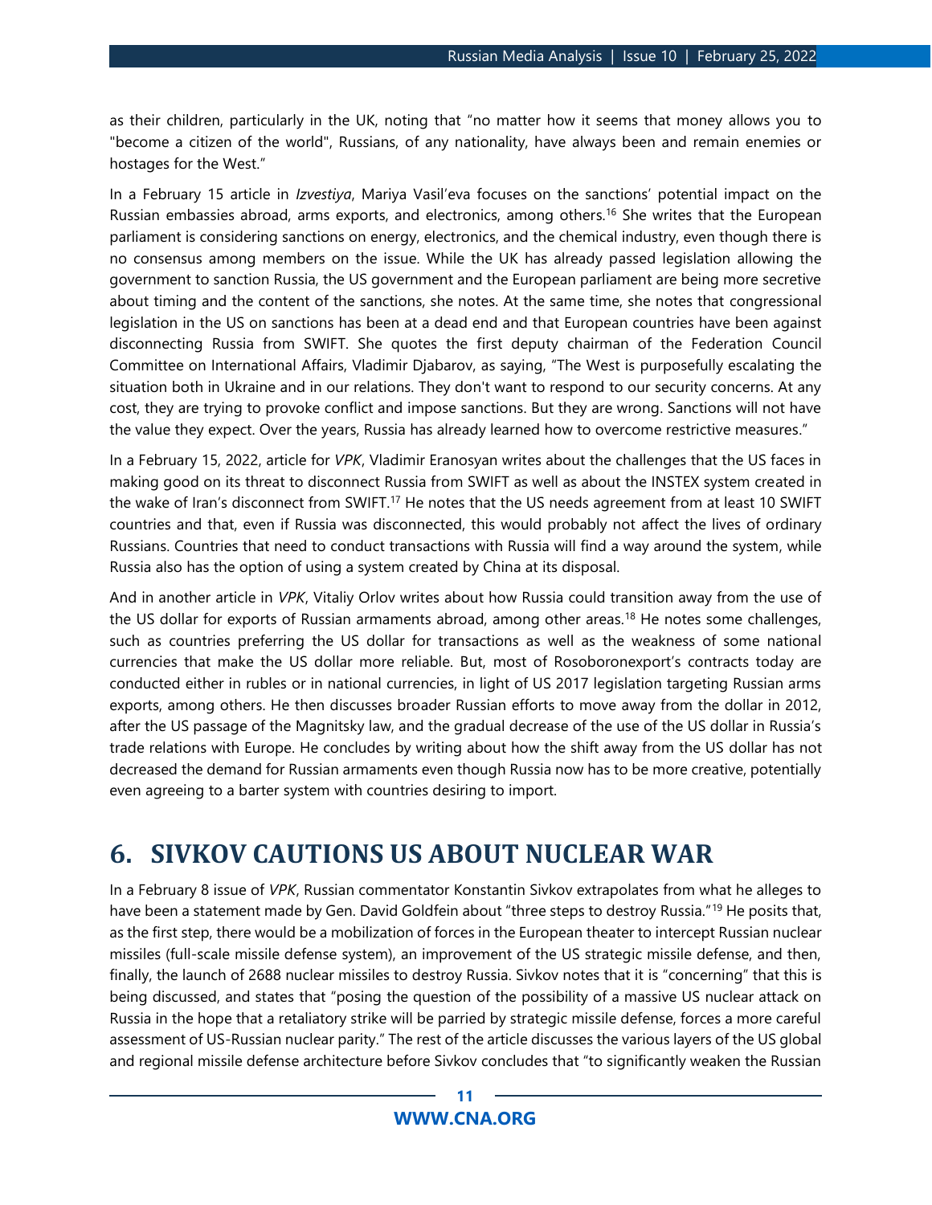as their children, particularly in the UK, noting that "no matter how it seems that money allows you to "become a citizen of the world", Russians, of any nationality, have always been and remain enemies or hostages for the West."

In a February 15 article in *Izvestiya*, Mariya Vasil'eva focuses on the sanctions' potential impact on the Russian embassies abroad, arms exports, and electronics, among others.[16] She writes that the European parliament is considering sanctions on energy, electronics, and the chemical industry, even though there is no consensus among members on the issue. While the UK has already passed legislation allowing the government to sanction Russia, the US government and the European parliament are being more secretive about timing and the content of the sanctions, she notes. At the same time, she notes that congressional legislation in the US on sanctions has been at a dead end and that European countries have been against disconnecting Russia from SWIFT. She quotes the first deputy chairman of the Federation Council Committee on International Affairs, Vladimir Djabarov, as saying, "The West is purposefully escalating the situation both in Ukraine and in our relations. They don't want to respond to our security concerns. At any cost, they are trying to provoke conflict and impose sanctions. But they are wrong. Sanctions will not have the value they expect. Over the years, Russia has already learned how to overcome restrictive measures."

In a February 15, 2022, article for *VPK*, Vladimir Eranosyan writes about the challenges that the US faces in making good on its threat to disconnect Russia from SWIFT as well as about the INSTEX system created in the wake of Iran's disconnect from SWIFT.[17] He notes that the US needs agreement from at least 10 SWIFT countries and that, even if Russia was disconnected, this would probably not affect the lives of ordinary Russians. Countries that need to conduct transactions with Russia will find a way around the system, while Russia also has the option of using a system created by China at its disposal.

And in another article in *VPK*, Vitaliy Orlov writes about how Russia could transition away from the use of the US dollar for exports of Russian armaments abroad, among other areas.[18] He notes some challenges, such as countries preferring the US dollar for transactions as well as the weakness of some national currencies that make the US dollar more reliable. But, most of Rosoboronexport's contracts today are conducted either in rubles or in national currencies, in light of US 2017 legislation targeting Russian arms exports, among others. He then discusses broader Russian efforts to move away from the dollar in 2012, after the US passage of the Magnitsky law, and the gradual decrease of the use of the US dollar in Russia's trade relations with Europe. He concludes by writing about how the shift away from the US dollar has not decreased the demand for Russian armaments even though Russia now has to be more creative, potentially even agreeing to a barter system with countries desiring to import.

# 6. SIVKOV CAUTIONS US ABOUT NUCLEAR WAR

In a February 8 issue of *VPK*, Russian commentator Konstantin Sivkov extrapolates from what he alleges to have been a statement made by Gen. David Goldfein about "three steps to destroy Russia."[19] He posits that, as the first step, there would be a mobilization of forces in the European theater to intercept Russian nuclear missiles (full-scale missile defense system), an improvement of the US strategic missile defense, and then, finally, the launch of 2688 nuclear missiles to destroy Russia. Sivkov notes that it is "concerning" that this is being discussed, and states that "posing the question of the possibility of a massive US nuclear attack on Russia in the hope that a retaliatory strike will be parried by strategic missile defense, forces a more careful assessment of US-Russian nuclear parity." The rest of the article discusses the various layers of the US global and regional missile defense architecture before Sivkov concludes that "to significantly weaken the Russian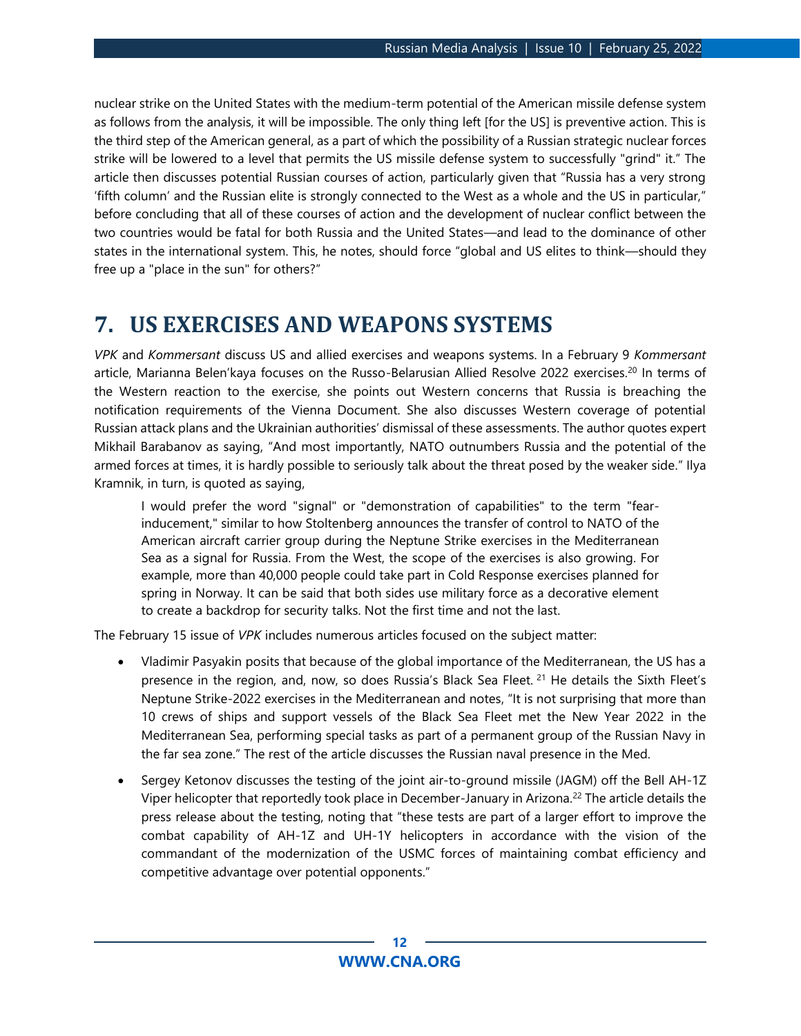nuclear strike on the United States with the medium-term potential of the American missile defense system as follows from the analysis, it will be impossible. The only thing left [for the US] is preventive action. This is the third step of the American general, as a part of which the possibility of a Russian strategic nuclear forces strike will be lowered to a level that permits the US missile defense system to successfully "grind" it." The article then discusses potential Russian courses of action, particularly given that "Russia has a very strong 'fifth column' and the Russian elite is strongly connected to the West as a whole and the US in particular," before concluding that all of these courses of action and the development of nuclear conflict between the two countries would be fatal for both Russia and the United States—and lead to the dominance of other states in the international system. This, he notes, should force "global and US elites to think—should they free up a "place in the sun" for others?"

## 7. US EXERCISES AND WEAPONS SYSTEMS

*VPK* and *Kommersant* discuss US and allied exercises and weapons systems. In a February 9 *Kommersant* article, Marianna Belen'kaya focuses on the Russo-Belarusian Allied Resolve 2022 exercises.[20] In terms of the Western reaction to the exercise, she points out Western concerns that Russia is breaching the notification requirements of the Vienna Document. She also discusses Western coverage of potential Russian attack plans and the Ukrainian authorities' dismissal of these assessments. The author quotes expert Mikhail Barabanov as saying, "And most importantly, NATO outnumbers Russia and the potential of the armed forces at times, it is hardly possible to seriously talk about the threat posed by the weaker side." Ilya Kramnik, in turn, is quoted as saying,

> I would prefer the word "signal" or "demonstration of capabilities" to the term "fear-inducement," similar to how Stoltenberg announces the transfer of control to NATO of the American aircraft carrier group during the Neptune Strike exercises in the Mediterranean Sea as a signal for Russia. From the West, the scope of the exercises is also growing. For example, more than 40,000 people could take part in Cold Response exercises planned for spring in Norway. It can be said that both sides use military force as a decorative element to create a backdrop for security talks. Not the first time and not the last.

The February 15 issue of *VPK* includes numerous articles focused on the subject matter:

- Vladimir Pasyakin posits that because of the global importance of the Mediterranean, the US has a presence in the region, and, now, so does Russia's Black Sea Fleet.[21] He details the Sixth Fleet's Neptune Strike-2022 exercises in the Mediterranean and notes, "It is not surprising that more than 10 crews of ships and support vessels of the Black Sea Fleet met the New Year 2022 in the Mediterranean Sea, performing special tasks as part of a permanent group of the Russian Navy in the far sea zone." The rest of the article discusses the Russian naval presence in the Med.
- Sergey Ketonov discusses the testing of the joint air-to-ground missile (JAGM) off the Bell AH-1Z Viper helicopter that reportedly took place in December-January in Arizona.[22] The article details the press release about the testing, noting that "these tests are part of a larger effort to improve the combat capability of AH-1Z and UH-1Y helicopters in accordance with the vision of the commandant of the modernization of the USMC forces of maintaining combat efficiency and competitive advantage over potential opponents."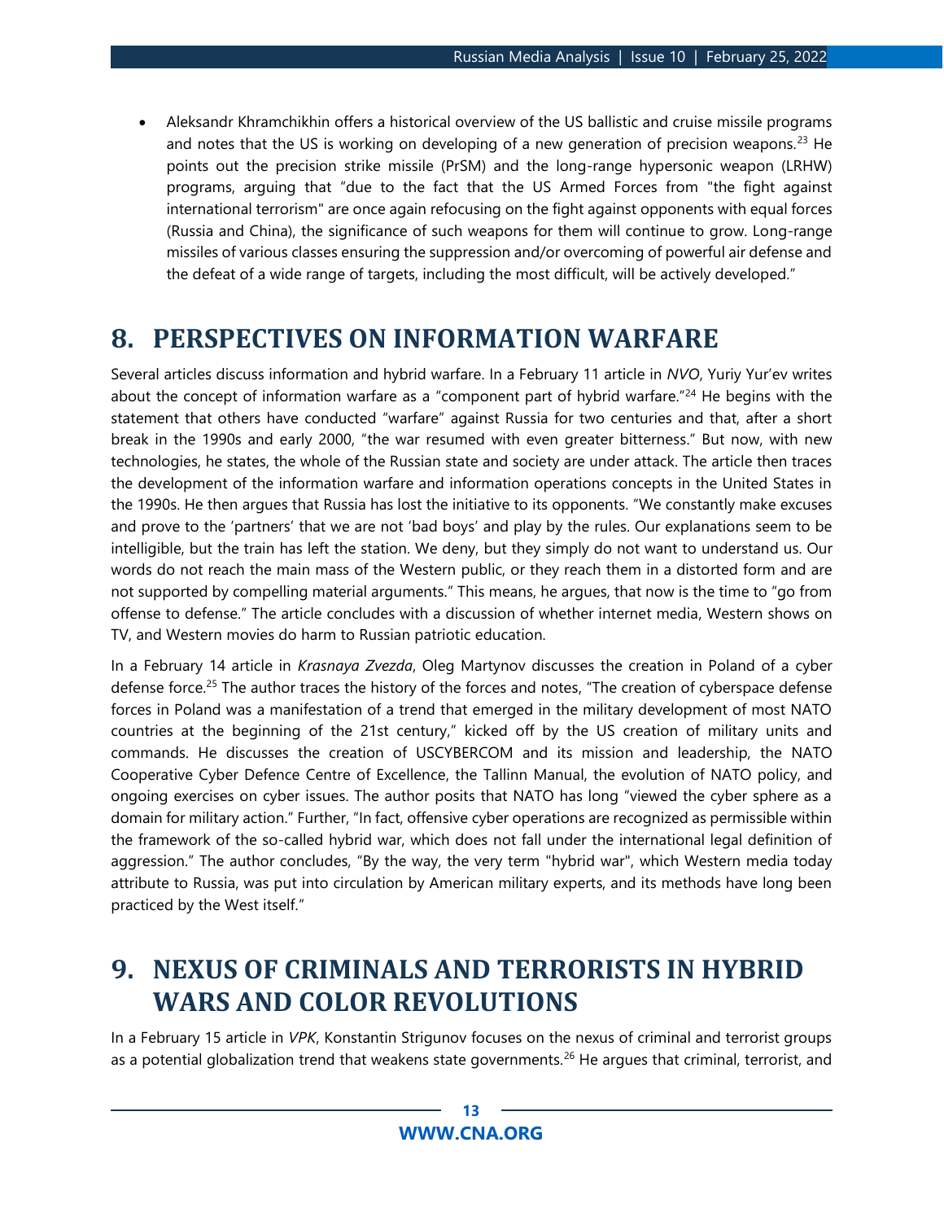- Aleksandr Khramchikhin offers a historical overview of the US ballistic and cruise missile programs and notes that the US is working on developing of a new generation of precision weapons.[23] He points out the precision strike missile (PrSM) and the long-range hypersonic weapon (LRHW) programs, arguing that "due to the fact that the US Armed Forces from "the fight against international terrorism" are once again refocusing on the fight against opponents with equal forces (Russia and China), the significance of such weapons for them will continue to grow. Long-range missiles of various classes ensuring the suppression and/or overcoming of powerful air defense and the defeat of a wide range of targets, including the most difficult, will be actively developed."

# 8. PERSPECTIVES ON INFORMATION WARFARE

Several articles discuss information and hybrid warfare. In a February 11 article in *NVO*, Yuriy Yur'ev writes about the concept of information warfare as a "component part of hybrid warfare."[24] He begins with the statement that others have conducted "warfare" against Russia for two centuries and that, after a short break in the 1990s and early 2000, "the war resumed with even greater bitterness." But now, with new technologies, he states, the whole of the Russian state and society are under attack. The article then traces the development of the information warfare and information operations concepts in the United States in the 1990s. He then argues that Russia has lost the initiative to its opponents. "We constantly make excuses and prove to the 'partners' that we are not 'bad boys' and play by the rules. Our explanations seem to be intelligible, but the train has left the station. We deny, but they simply do not want to understand us. Our words do not reach the main mass of the Western public, or they reach them in a distorted form and are not supported by compelling material arguments." This means, he argues, that now is the time to "go from offense to defense." The article concludes with a discussion of whether internet media, Western shows on TV, and Western movies do harm to Russian patriotic education.

In a February 14 article in *Krasnaya Zvezda*, Oleg Martynov discusses the creation in Poland of a cyber defense force.[25] The author traces the history of the forces and notes, "The creation of cyberspace defense forces in Poland was a manifestation of a trend that emerged in the military development of most NATO countries at the beginning of the 21st century," kicked off by the US creation of military units and commands. He discusses the creation of USCYBERCOM and its mission and leadership, the NATO Cooperative Cyber Defence Centre of Excellence, the Tallinn Manual, the evolution of NATO policy, and ongoing exercises on cyber issues. The author posits that NATO has long "viewed the cyber sphere as a domain for military action." Further, "In fact, offensive cyber operations are recognized as permissible within the framework of the so-called hybrid war, which does not fall under the international legal definition of aggression." The author concludes, "By the way, the very term "hybrid war", which Western media today attribute to Russia, was put into circulation by American military experts, and its methods have long been practiced by the West itself."

# 9. NEXUS OF CRIMINALS AND TERRORISTS IN HYBRID WARS AND COLOR REVOLUTIONS

In a February 15 article in *VPK*, Konstantin Strigunov focuses on the nexus of criminal and terrorist groups as a potential globalization trend that weakens state governments.[26] He argues that criminal, terrorist, and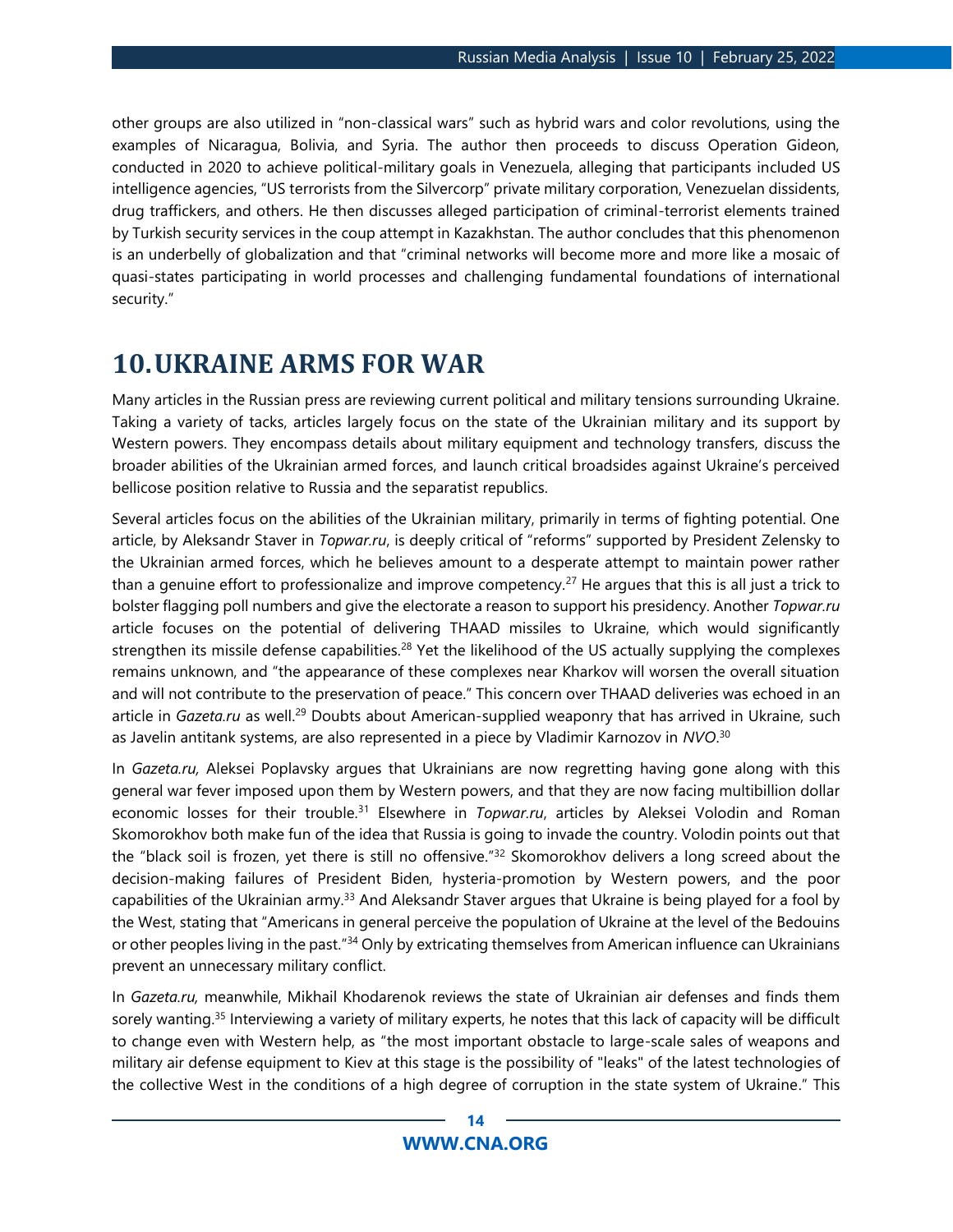other groups are also utilized in "non-classical wars" such as hybrid wars and color revolutions, using the examples of Nicaragua, Bolivia, and Syria. The author then proceeds to discuss Operation Gideon, conducted in 2020 to achieve political-military goals in Venezuela, alleging that participants included US intelligence agencies, "US terrorists from the Silvercorp" private military corporation, Venezuelan dissidents, drug traffickers, and others. He then discusses alleged participation of criminal-terrorist elements trained by Turkish security services in the coup attempt in Kazakhstan. The author concludes that this phenomenon is an underbelly of globalization and that "criminal networks will become more and more like a mosaic of quasi-states participating in world processes and challenging fundamental foundations of international security."

# 10. UKRAINE ARMS FOR WAR

Many articles in the Russian press are reviewing current political and military tensions surrounding Ukraine. Taking a variety of tacks, articles largely focus on the state of the Ukrainian military and its support by Western powers. They encompass details about military equipment and technology transfers, discuss the broader abilities of the Ukrainian armed forces, and launch critical broadsides against Ukraine's perceived bellicose position relative to Russia and the separatist republics.

Several articles focus on the abilities of the Ukrainian military, primarily in terms of fighting potential. One article, by Aleksandr Staver in *Topwar.ru*, is deeply critical of "reforms" supported by President Zelensky to the Ukrainian armed forces, which he believes amount to a desperate attempt to maintain power rather than a genuine effort to professionalize and improve competency.[27] He argues that this is all just a trick to bolster flagging poll numbers and give the electorate a reason to support his presidency. Another *Topwar.ru* article focuses on the potential of delivering THAAD missiles to Ukraine, which would significantly strengthen its missile defense capabilities.[28] Yet the likelihood of the US actually supplying the complexes remains unknown, and "the appearance of these complexes near Kharkov will worsen the overall situation and will not contribute to the preservation of peace." This concern over THAAD deliveries was echoed in an article in *Gazeta.ru* as well.[29] Doubts about American-supplied weaponry that has arrived in Ukraine, such as Javelin antitank systems, are also represented in a piece by Vladimir Karnozov in *NVO*.[30]

In *Gazeta.ru,* Aleksei Poplavsky argues that Ukrainians are now regretting having gone along with this general war fever imposed upon them by Western powers, and that they are now facing multibillion dollar economic losses for their trouble.[31] Elsewhere in *Topwar.ru*, articles by Aleksei Volodin and Roman Skomorokhov both make fun of the idea that Russia is going to invade the country. Volodin points out that the "black soil is frozen, yet there is still no offensive."[32] Skomorokhov delivers a long screed about the decision-making failures of President Biden, hysteria-promotion by Western powers, and the poor capabilities of the Ukrainian army.[33] And Aleksandr Staver argues that Ukraine is being played for a fool by the West, stating that "Americans in general perceive the population of Ukraine at the level of the Bedouins or other peoples living in the past."[34] Only by extricating themselves from American influence can Ukrainians prevent an unnecessary military conflict.

In *Gazeta.ru,* meanwhile, Mikhail Khodarenok reviews the state of Ukrainian air defenses and finds them sorely wanting.[35] Interviewing a variety of military experts, he notes that this lack of capacity will be difficult to change even with Western help, as "the most important obstacle to large-scale sales of weapons and military air defense equipment to Kiev at this stage is the possibility of "leaks" of the latest technologies of the collective West in the conditions of a high degree of corruption in the state system of Ukraine." This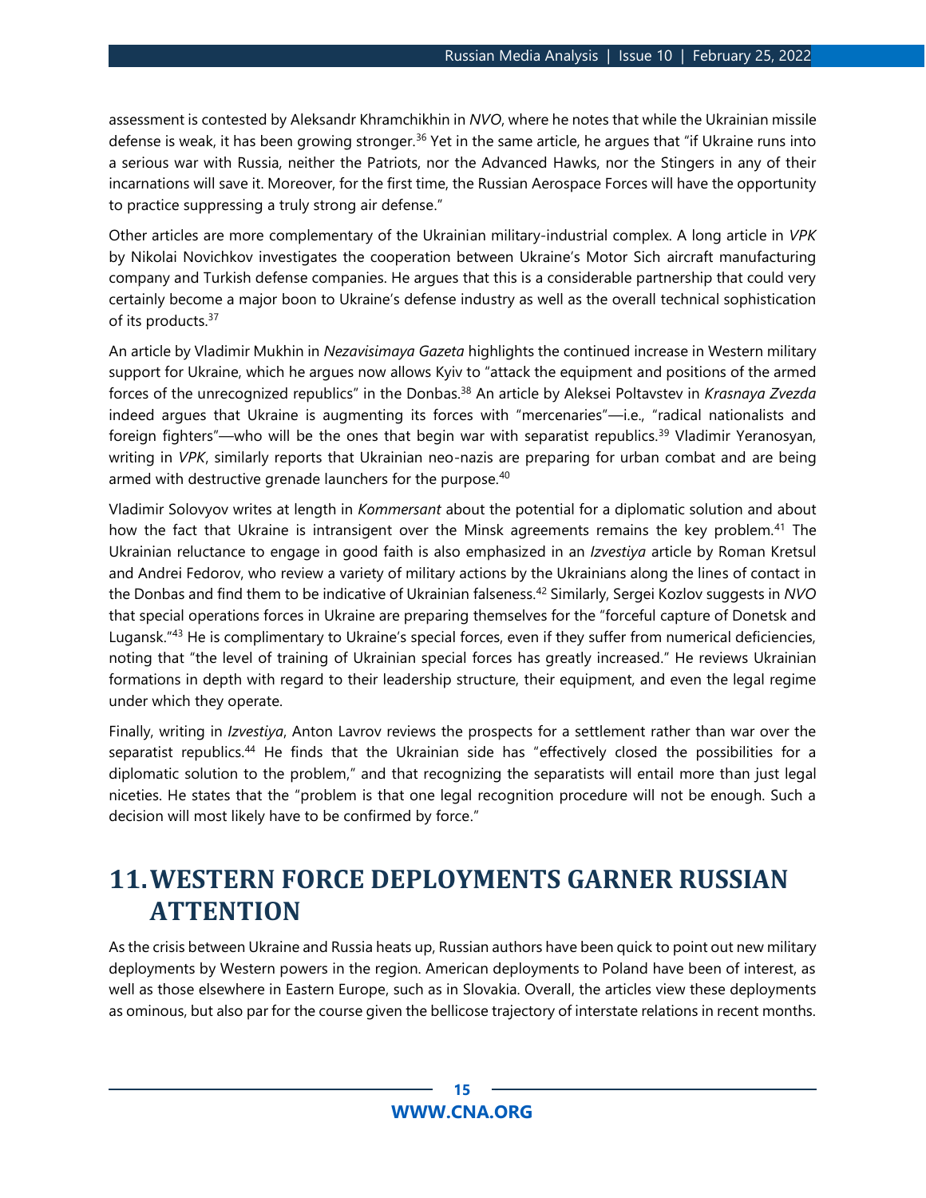assessment is contested by Aleksandr Khramchikhin in *NVO*, where he notes that while the Ukrainian missile defense is weak, it has been growing stronger.[36] Yet in the same article, he argues that "if Ukraine runs into a serious war with Russia, neither the Patriots, nor the Advanced Hawks, nor the Stingers in any of their incarnations will save it. Moreover, for the first time, the Russian Aerospace Forces will have the opportunity to practice suppressing a truly strong air defense."

Other articles are more complementary of the Ukrainian military-industrial complex. A long article in *VPK* by Nikolai Novichkov investigates the cooperation between Ukraine's Motor Sich aircraft manufacturing company and Turkish defense companies. He argues that this is a considerable partnership that could very certainly become a major boon to Ukraine's defense industry as well as the overall technical sophistication of its products.[37]

An article by Vladimir Mukhin in *Nezavisimaya Gazeta* highlights the continued increase in Western military support for Ukraine, which he argues now allows Kyiv to "attack the equipment and positions of the armed forces of the unrecognized republics" in the Donbas.[38] An article by Aleksei Poltavstev in *Krasnaya Zvezda* indeed argues that Ukraine is augmenting its forces with "mercenaries"—i.e., "radical nationalists and foreign fighters"—who will be the ones that begin war with separatist republics.[39] Vladimir Yeranosyan, writing in *VPK*, similarly reports that Ukrainian neo-nazis are preparing for urban combat and are being armed with destructive grenade launchers for the purpose.[40]

Vladimir Solovyov writes at length in *Kommersant* about the potential for a diplomatic solution and about how the fact that Ukraine is intransigent over the Minsk agreements remains the key problem.[41] The Ukrainian reluctance to engage in good faith is also emphasized in an *Izvestiya* article by Roman Kretsul and Andrei Fedorov, who review a variety of military actions by the Ukrainians along the lines of contact in the Donbas and find them to be indicative of Ukrainian falseness.[42] Similarly, Sergei Kozlov suggests in *NVO* that special operations forces in Ukraine are preparing themselves for the "forceful capture of Donetsk and Lugansk."[43] He is complimentary to Ukraine's special forces, even if they suffer from numerical deficiencies, noting that "the level of training of Ukrainian special forces has greatly increased." He reviews Ukrainian formations in depth with regard to their leadership structure, their equipment, and even the legal regime under which they operate.

Finally, writing in *Izvestiya*, Anton Lavrov reviews the prospects for a settlement rather than war over the separatist republics.[44] He finds that the Ukrainian side has "effectively closed the possibilities for a diplomatic solution to the problem," and that recognizing the separatists will entail more than just legal niceties. He states that the "problem is that one legal recognition procedure will not be enough. Such a decision will most likely have to be confirmed by force."

# 11. WESTERN FORCE DEPLOYMENTS GARNER RUSSIAN ATTENTION

As the crisis between Ukraine and Russia heats up, Russian authors have been quick to point out new military deployments by Western powers in the region. American deployments to Poland have been of interest, as well as those elsewhere in Eastern Europe, such as in Slovakia. Overall, the articles view these deployments as ominous, but also par for the course given the bellicose trajectory of interstate relations in recent months.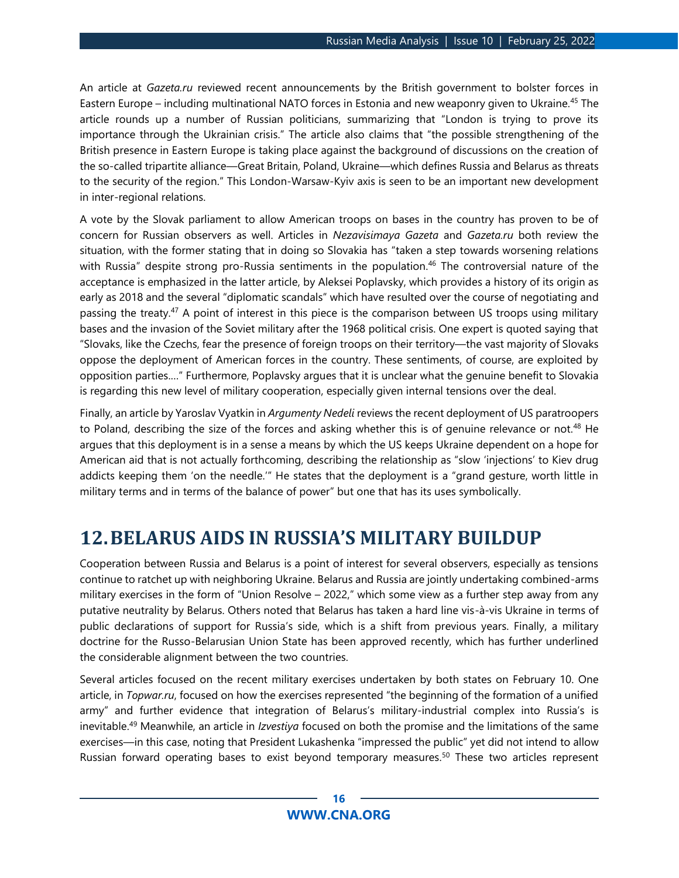An article at *Gazeta.ru* reviewed recent announcements by the British government to bolster forces in Eastern Europe – including multinational NATO forces in Estonia and new weaponry given to Ukraine.[45] The article rounds up a number of Russian politicians, summarizing that "London is trying to prove its importance through the Ukrainian crisis." The article also claims that "the possible strengthening of the British presence in Eastern Europe is taking place against the background of discussions on the creation of the so-called tripartite alliance—Great Britain, Poland, Ukraine—which defines Russia and Belarus as threats to the security of the region." This London-Warsaw-Kyiv axis is seen to be an important new development in inter-regional relations.

A vote by the Slovak parliament to allow American troops on bases in the country has proven to be of concern for Russian observers as well. Articles in *Nezavisimaya Gazeta* and *Gazeta.ru* both review the situation, with the former stating that in doing so Slovakia has "taken a step towards worsening relations with Russia" despite strong pro-Russia sentiments in the population.[46] The controversial nature of the acceptance is emphasized in the latter article, by Aleksei Poplavsky, which provides a history of its origin as early as 2018 and the several "diplomatic scandals" which have resulted over the course of negotiating and passing the treaty.[47] A point of interest in this piece is the comparison between US troops using military bases and the invasion of the Soviet military after the 1968 political crisis. One expert is quoted saying that "Slovaks, like the Czechs, fear the presence of foreign troops on their territory—the vast majority of Slovaks oppose the deployment of American forces in the country. These sentiments, of course, are exploited by opposition parties…." Furthermore, Poplavsky argues that it is unclear what the genuine benefit to Slovakia is regarding this new level of military cooperation, especially given internal tensions over the deal.

Finally, an article by Yaroslav Vyatkin in *Argumenty Nedeli* reviews the recent deployment of US paratroopers to Poland, describing the size of the forces and asking whether this is of genuine relevance or not.[48] He argues that this deployment is in a sense a means by which the US keeps Ukraine dependent on a hope for American aid that is not actually forthcoming, describing the relationship as "slow 'injections' to Kiev drug addicts keeping them 'on the needle.'" He states that the deployment is a "grand gesture, worth little in military terms and in terms of the balance of power" but one that has its uses symbolically.

# 12. BELARUS AIDS IN RUSSIA'S MILITARY BUILDUP

Cooperation between Russia and Belarus is a point of interest for several observers, especially as tensions continue to ratchet up with neighboring Ukraine. Belarus and Russia are jointly undertaking combined-arms military exercises in the form of "Union Resolve – 2022," which some view as a further step away from any putative neutrality by Belarus. Others noted that Belarus has taken a hard line vis-à-vis Ukraine in terms of public declarations of support for Russia's side, which is a shift from previous years. Finally, a military doctrine for the Russo-Belarusian Union State has been approved recently, which has further underlined the considerable alignment between the two countries.

Several articles focused on the recent military exercises undertaken by both states on February 10. One article, in *Topwar.ru*, focused on how the exercises represented "the beginning of the formation of a unified army" and further evidence that integration of Belarus's military-industrial complex into Russia's is inevitable.[49] Meanwhile, an article in *Izvestiya* focused on both the promise and the limitations of the same exercises—in this case, noting that President Lukashenka "impressed the public" yet did not intend to allow Russian forward operating bases to exist beyond temporary measures.[50] These two articles represent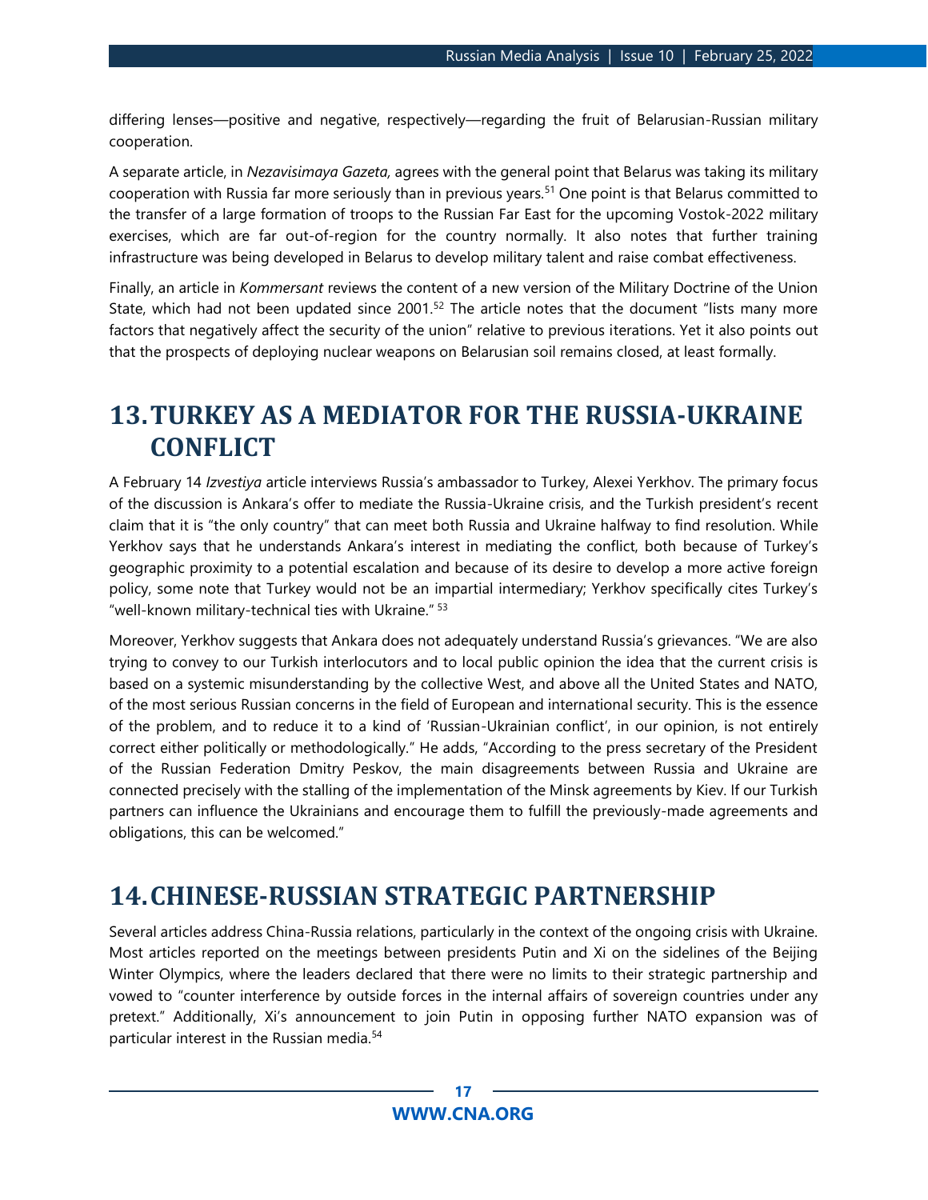differing lenses—positive and negative, respectively—regarding the fruit of Belarusian-Russian military cooperation.

A separate article, in *Nezavisimaya Gazeta,* agrees with the general point that Belarus was taking its military cooperation with Russia far more seriously than in previous years.[51] One point is that Belarus committed to the transfer of a large formation of troops to the Russian Far East for the upcoming Vostok-2022 military exercises, which are far out-of-region for the country normally. It also notes that further training infrastructure was being developed in Belarus to develop military talent and raise combat effectiveness.

Finally, an article in *Kommersant* reviews the content of a new version of the Military Doctrine of the Union State, which had not been updated since 2001.[52] The article notes that the document "lists many more factors that negatively affect the security of the union" relative to previous iterations. Yet it also points out that the prospects of deploying nuclear weapons on Belarusian soil remains closed, at least formally.

# 13. TURKEY AS A MEDIATOR FOR THE RUSSIA-UKRAINE CONFLICT

A February 14 *Izvestiya* article interviews Russia's ambassador to Turkey, Alexei Yerkhov. The primary focus of the discussion is Ankara's offer to mediate the Russia-Ukraine crisis, and the Turkish president's recent claim that it is "the only country" that can meet both Russia and Ukraine halfway to find resolution. While Yerkhov says that he understands Ankara's interest in mediating the conflict, both because of Turkey's geographic proximity to a potential escalation and because of its desire to develop a more active foreign policy, some note that Turkey would not be an impartial intermediary; Yerkhov specifically cites Turkey's "well-known military-technical ties with Ukraine." [53]

Moreover, Yerkhov suggests that Ankara does not adequately understand Russia's grievances. "We are also trying to convey to our Turkish interlocutors and to local public opinion the idea that the current crisis is based on a systemic misunderstanding by the collective West, and above all the United States and NATO, of the most serious Russian concerns in the field of European and international security. This is the essence of the problem, and to reduce it to a kind of 'Russian-Ukrainian conflict', in our opinion, is not entirely correct either politically or methodologically." He adds, "According to the press secretary of the President of the Russian Federation Dmitry Peskov, the main disagreements between Russia and Ukraine are connected precisely with the stalling of the implementation of the Minsk agreements by Kiev. If our Turkish partners can influence the Ukrainians and encourage them to fulfill the previously-made agreements and obligations, this can be welcomed."

# 14. CHINESE-RUSSIAN STRATEGIC PARTNERSHIP

Several articles address China-Russia relations, particularly in the context of the ongoing crisis with Ukraine. Most articles reported on the meetings between presidents Putin and Xi on the sidelines of the Beijing Winter Olympics, where the leaders declared that there were no limits to their strategic partnership and vowed to "counter interference by outside forces in the internal affairs of sovereign countries under any pretext." Additionally, Xi's announcement to join Putin in opposing further NATO expansion was of particular interest in the Russian media.[54]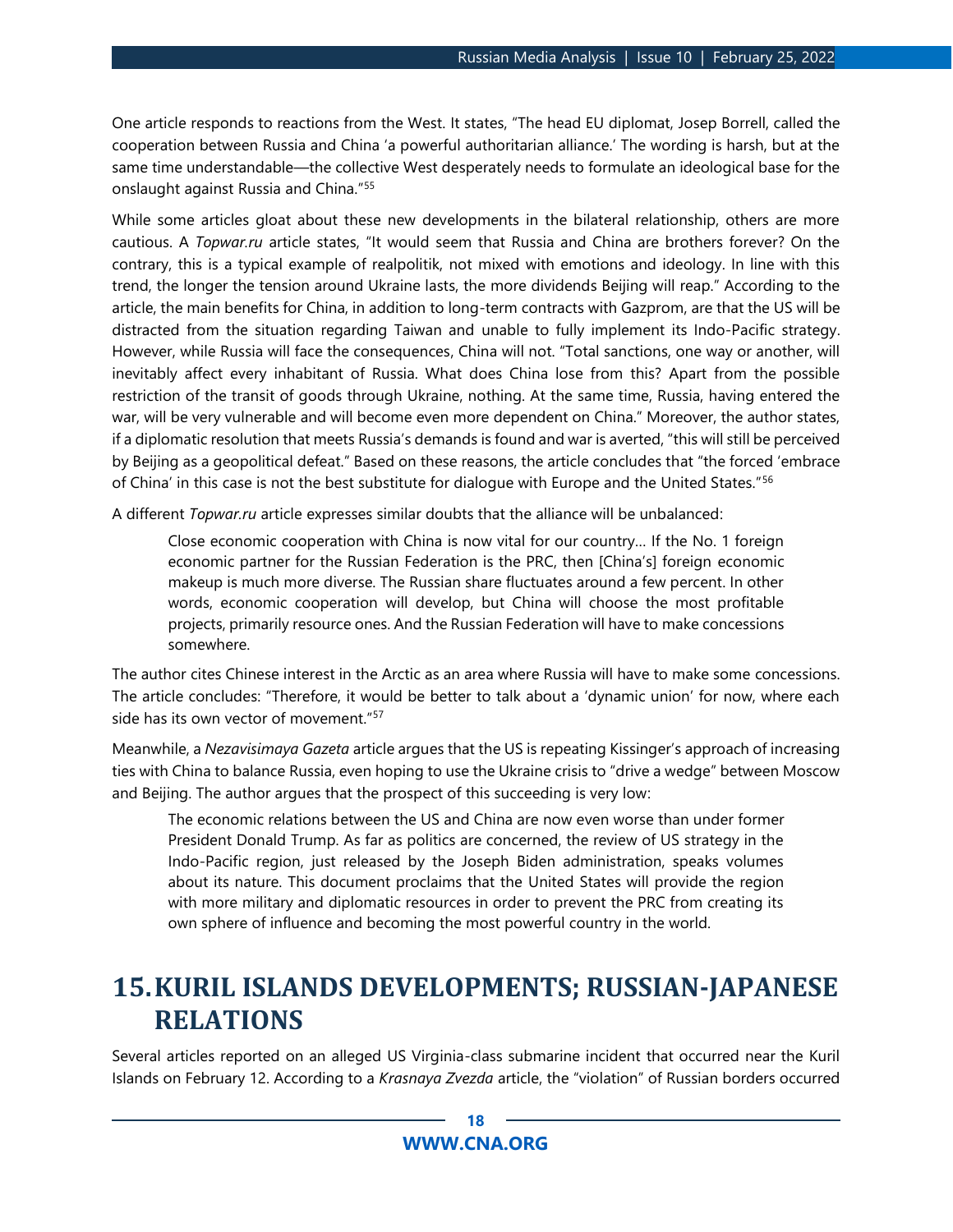One article responds to reactions from the West. It states, "The head EU diplomat, Josep Borrell, called the cooperation between Russia and China 'a powerful authoritarian alliance.' The wording is harsh, but at the same time understandable—the collective West desperately needs to formulate an ideological base for the onslaught against Russia and China."[55]

While some articles gloat about these new developments in the bilateral relationship, others are more cautious. A *Topwar.ru* article states, "It would seem that Russia and China are brothers forever? On the contrary, this is a typical example of realpolitik, not mixed with emotions and ideology. In line with this trend, the longer the tension around Ukraine lasts, the more dividends Beijing will reap." According to the article, the main benefits for China, in addition to long-term contracts with Gazprom, are that the US will be distracted from the situation regarding Taiwan and unable to fully implement its Indo-Pacific strategy. However, while Russia will face the consequences, China will not. "Total sanctions, one way or another, will inevitably affect every inhabitant of Russia. What does China lose from this? Apart from the possible restriction of the transit of goods through Ukraine, nothing. At the same time, Russia, having entered the war, will be very vulnerable and will become even more dependent on China." Moreover, the author states, if a diplomatic resolution that meets Russia's demands is found and war is averted, "this will still be perceived by Beijing as a geopolitical defeat." Based on these reasons, the article concludes that "the forced 'embrace of China' in this case is not the best substitute for dialogue with Europe and the United States."[56]

A different *Topwar.ru* article expresses similar doubts that the alliance will be unbalanced:

> Close economic cooperation with China is now vital for our country… If the No. 1 foreign economic partner for the Russian Federation is the PRC, then [China's] foreign economic makeup is much more diverse. The Russian share fluctuates around a few percent. In other words, economic cooperation will develop, but China will choose the most profitable projects, primarily resource ones. And the Russian Federation will have to make concessions somewhere.

The author cites Chinese interest in the Arctic as an area where Russia will have to make some concessions. The article concludes: "Therefore, it would be better to talk about a 'dynamic union' for now, where each side has its own vector of movement."[57]

Meanwhile, a *Nezavisimaya Gazeta* article argues that the US is repeating Kissinger's approach of increasing ties with China to balance Russia, even hoping to use the Ukraine crisis to "drive a wedge" between Moscow and Beijing. The author argues that the prospect of this succeeding is very low:

> The economic relations between the US and China are now even worse than under former President Donald Trump. As far as politics are concerned, the review of US strategy in the Indo-Pacific region, just released by the Joseph Biden administration, speaks volumes about its nature. This document proclaims that the United States will provide the region with more military and diplomatic resources in order to prevent the PRC from creating its own sphere of influence and becoming the most powerful country in the world.

# 15. KURIL ISLANDS DEVELOPMENTS; RUSSIAN-JAPANESE RELATIONS

Several articles reported on an alleged US Virginia-class submarine incident that occurred near the Kuril Islands on February 12. According to a *Krasnaya Zvezda* article, the "violation" of Russian borders occurred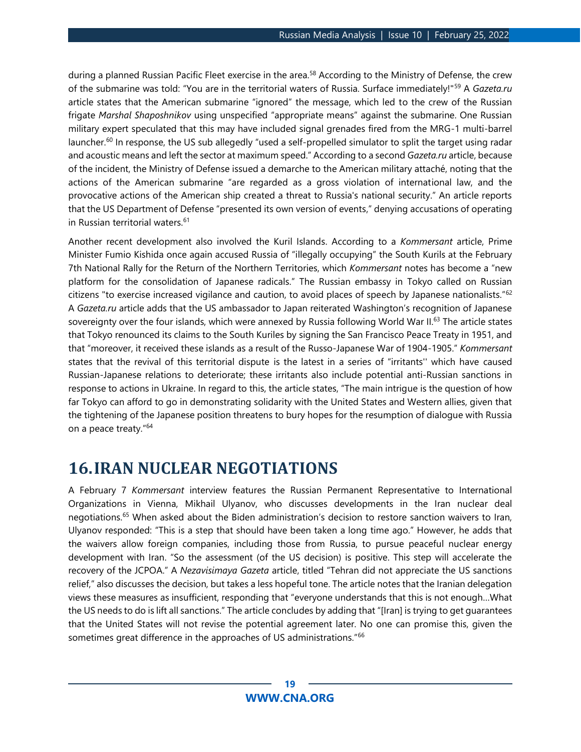during a planned Russian Pacific Fleet exercise in the area.[58] According to the Ministry of Defense, the crew of the submarine was told: "You are in the territorial waters of Russia. Surface immediately!"[59] A *Gazeta.ru* article states that the American submarine "ignored" the message, which led to the crew of the Russian frigate *Marshal Shaposhnikov* using unspecified "appropriate means" against the submarine. One Russian military expert speculated that this may have included signal grenades fired from the MRG-1 multi-barrel launcher.[60] In response, the US sub allegedly "used a self-propelled simulator to split the target using radar and acoustic means and left the sector at maximum speed." According to a second *Gazeta.ru* article, because of the incident, the Ministry of Defense issued a demarche to the American military attaché, noting that the actions of the American submarine "are regarded as a gross violation of international law, and the provocative actions of the American ship created a threat to Russia's national security." An article reports that the US Department of Defense "presented its own version of events," denying accusations of operating in Russian territorial waters.[61]

Another recent development also involved the Kuril Islands. According to a *Kommersant* article, Prime Minister Fumio Kishida once again accused Russia of "illegally occupying" the South Kurils at the February 7th National Rally for the Return of the Northern Territories, which *Kommersant* notes has become a "new platform for the consolidation of Japanese radicals." The Russian embassy in Tokyo called on Russian citizens "to exercise increased vigilance and caution, to avoid places of speech by Japanese nationalists."[62] A *Gazeta.ru* article adds that the US ambassador to Japan reiterated Washington's recognition of Japanese sovereignty over the four islands, which were annexed by Russia following World War II.[63] The article states that Tokyo renounced its claims to the South Kuriles by signing the San Francisco Peace Treaty in 1951, and that "moreover, it received these islands as a result of the Russo-Japanese War of 1904-1905." *Kommersant* states that the revival of this territorial dispute is the latest in a series of "irritants'' which have caused Russian-Japanese relations to deteriorate; these irritants also include potential anti-Russian sanctions in response to actions in Ukraine. In regard to this, the article states, "The main intrigue is the question of how far Tokyo can afford to go in demonstrating solidarity with the United States and Western allies, given that the tightening of the Japanese position threatens to bury hopes for the resumption of dialogue with Russia on a peace treaty."[64]

# 16. IRAN NUCLEAR NEGOTIATIONS

A February 7 *Kommersant* interview features the Russian Permanent Representative to International Organizations in Vienna, Mikhail Ulyanov, who discusses developments in the Iran nuclear deal negotiations.[65] When asked about the Biden administration's decision to restore sanction waivers to Iran, Ulyanov responded: "This is a step that should have been taken a long time ago." However, he adds that the waivers allow foreign companies, including those from Russia, to pursue peaceful nuclear energy development with Iran. "So the assessment (of the US decision) is positive. This step will accelerate the recovery of the JCPOA." A *Nezavisimaya Gazeta* article, titled "Tehran did not appreciate the US sanctions relief," also discusses the decision, but takes a less hopeful tone. The article notes that the Iranian delegation views these measures as insufficient, responding that "everyone understands that this is not enough...What the US needs to do is lift all sanctions." The article concludes by adding that "[Iran] is trying to get guarantees that the United States will not revise the potential agreement later. No one can promise this, given the sometimes great difference in the approaches of US administrations."[66]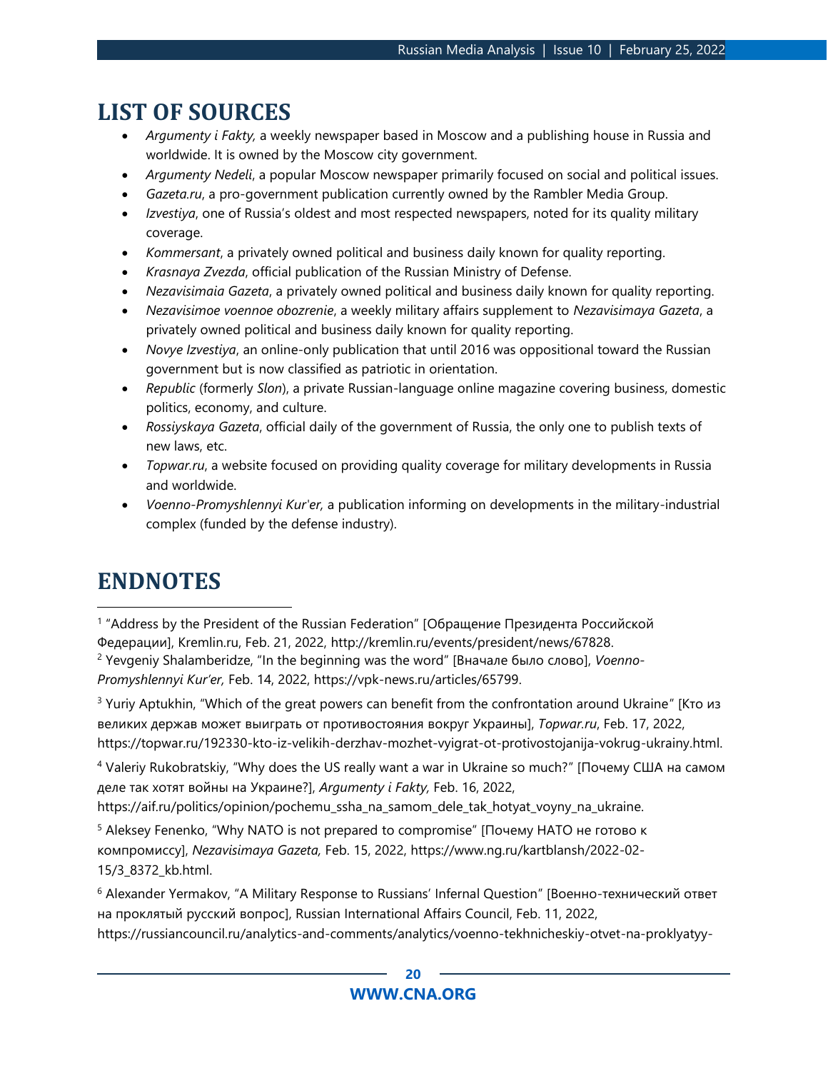## LIST OF SOURCES

- *Argumenty i Fakty,* a weekly newspaper based in Moscow and a publishing house in Russia and worldwide. It is owned by the Moscow city government.
- *Argumenty Nedeli*, a popular Moscow newspaper primarily focused on social and political issues.
- *Gazeta.ru*, a pro-government publication currently owned by the Rambler Media Group.
- *Izvestiya*, one of Russia's oldest and most respected newspapers, noted for its quality military coverage.
- *Kommersant*, a privately owned political and business daily known for quality reporting.
- *Krasnaya Zvezda*, official publication of the Russian Ministry of Defense.
- *Nezavisimaia Gazeta*, a privately owned political and business daily known for quality reporting.
- *Nezavisimoe voennoe obozrenie*, a weekly military affairs supplement to *Nezavisimaya Gazeta*, a privately owned political and business daily known for quality reporting.
- *Novye Izvestiya*, an online-only publication that until 2016 was oppositional toward the Russian government but is now classified as patriotic in orientation.
- *Republic* (formerly *Slon*), a private Russian-language online magazine covering business, domestic politics, economy, and culture.
- *Rossiyskaya Gazeta*, official daily of the government of Russia, the only one to publish texts of new laws, etc.
- *Topwar.ru*, a website focused on providing quality coverage for military developments in Russia and worldwide.
- *Voenno-Promyshlennyi Kur'er,* a publication informing on developments in the military-industrial complex (funded by the defense industry).

## ENDNOTES

[1] "Address by the President of the Russian Federation" [Обращение Президента Российской Федерации], Kremlin.ru, Feb. 21, 2022, http://kremlin.ru/events/president/news/67828.

[2] Yevgeniy Shalamberidze, "In the beginning was the word" [Вначале было слово], *Voenno-Promyshlennyi Kur'er,* Feb. 14, 2022, https://vpk-news.ru/articles/65799.

[3] Yuriy Aptukhin, "Which of the great powers can benefit from the confrontation around Ukraine" [Кто из великих держав может выиграть от противостояния вокруг Украины], *Topwar.ru*, Feb. 17, 2022, https://topwar.ru/192330-kto-iz-velikih-derzhav-mozhet-vyigrat-ot-protivostojanija-vokrug-ukrainy.html.

[4] Valeriy Rukobratskiy, "Why does the US really want a war in Ukraine so much?" [Почему США на самом деле так хотят войны на Украине?], *Argumenty i Fakty,* Feb. 16, 2022, https://aif.ru/politics/opinion/pochemu_ssha_na_samom_dele_tak_hotyat_voyny_na_ukraine.

[5] Aleksey Fenenko, "Why NATO is not prepared to compromise" [Почему НАТО не готово к компромиссу], *Nezavisimaya Gazeta,* Feb. 15, 2022, https://www.ng.ru/kartblansh/2022-02-15/3_8372_kb.html.

[6] Alexander Yermakov, "A Military Response to Russians' Infernal Question" [Военно-технический ответ на проклятый русский вопрос], Russian International Affairs Council, Feb. 11, 2022, https://russiancouncil.ru/analytics-and-comments/analytics/voenno-tekhnicheskiy-otvet-na-proklyatyy-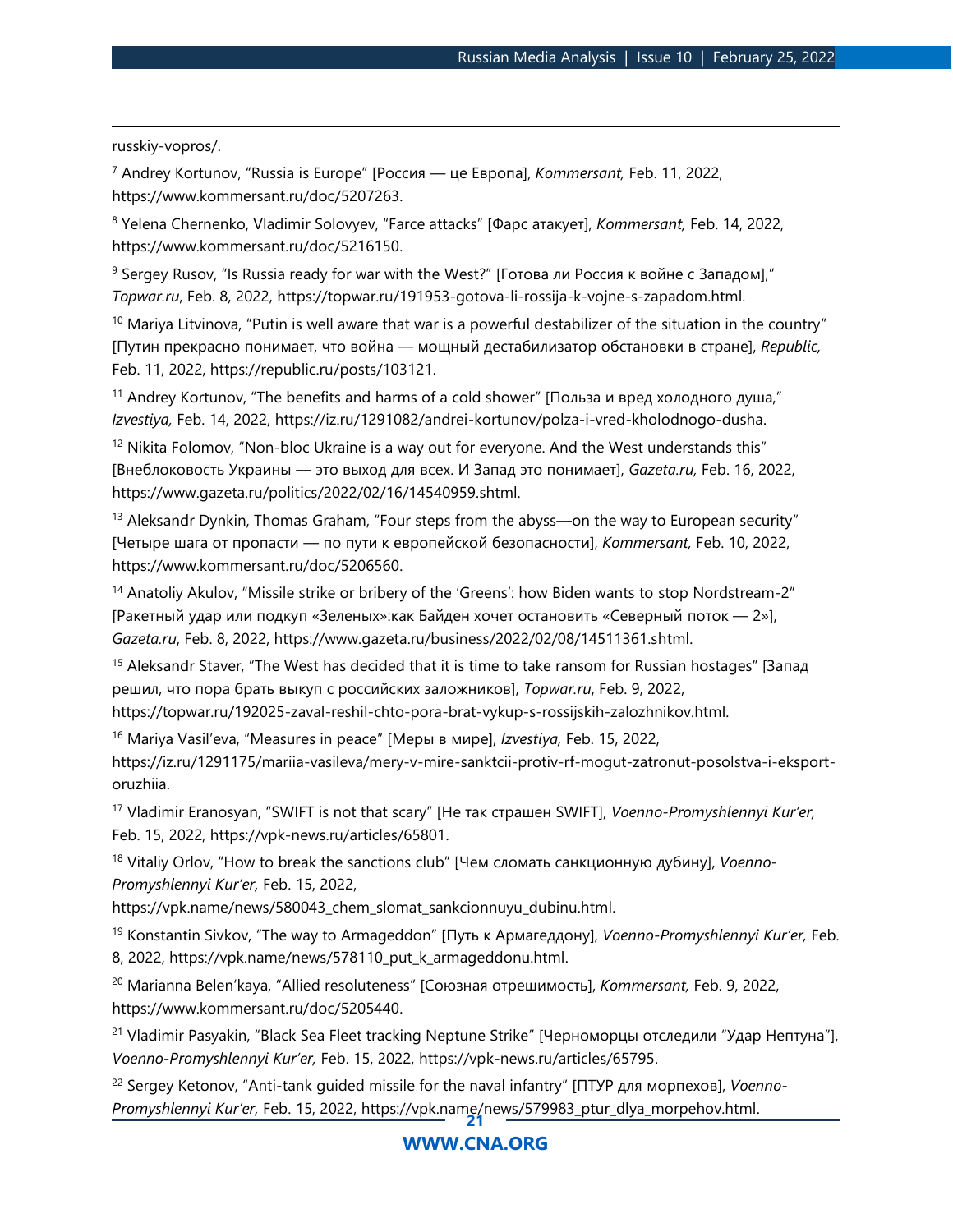russkiy-vopros/.

[7] Andrey Kortunov, "Russia is Europe" [Россия — це Европа], *Kommersant,* Feb. 11, 2022, https://www.kommersant.ru/doc/5207263.

[8] Yelena Chernenko, Vladimir Solovyev, "Farce attacks" [Фарс атакует], *Kommersant,* Feb. 14, 2022, https://www.kommersant.ru/doc/5216150.

[9] Sergey Rusov, "Is Russia ready for war with the West?" [Готова ли Россия к войне с Западом]," *Topwar.ru*, Feb. 8, 2022, https://topwar.ru/191953-gotova-li-rossija-k-vojne-s-zapadom.html.

[10] Mariya Litvinova, "Putin is well aware that war is a powerful destabilizer of the situation in the country" [Путин прекрасно понимает, что война — мощный дестабилизатор обстановки в стране], *Republic,* Feb. 11, 2022, https://republic.ru/posts/103121.

[11] Andrey Kortunov, "The benefits and harms of a cold shower" [Польза и вред холодного душа," *Izvestiya,* Feb. 14, 2022, https://iz.ru/1291082/andrei-kortunov/polza-i-vred-kholodnogo-dusha.

[12] Nikita Folomov, "Non-bloc Ukraine is a way out for everyone. And the West understands this" [Внеблоковость Украины — это выход для всех. И Запад это понимает], *Gazeta.ru,* Feb. 16, 2022, https://www.gazeta.ru/politics/2022/02/16/14540959.shtml.

[13] Aleksandr Dynkin, Thomas Graham, "Four steps from the abyss—on the way to European security" [Четыре шага от пропасти — по пути к европейской безопасности], *Kommersant,* Feb. 10, 2022, https://www.kommersant.ru/doc/5206560.

[14] Anatoliy Akulov, "Missile strike or bribery of the 'Greens': how Biden wants to stop Nordstream-2" [Ракетный удар или подкуп «Зеленых»:как Байден хочет остановить «Северный поток — 2»], *Gazeta.ru*, Feb. 8, 2022, https://www.gazeta.ru/business/2022/02/08/14511361.shtml.

[15] Aleksandr Staver, "The West has decided that it is time to take ransom for Russian hostages" [Запад решил, что пора брать выкуп с российских заложников], *Topwar.ru*, Feb. 9, 2022, https://topwar.ru/192025-zaval-reshil-chto-pora-brat-vykup-s-rossijskih-zalozhnikov.html.

[16] Mariya Vasil'eva, "Measures in peace" [Меры в мире], *Izvestiya,* Feb. 15, 2022, https://iz.ru/1291175/mariia-vasileva/mery-v-mire-sanktcii-protiv-rf-mogut-zatronut-posolstva-i-eksport-oruzhiia.

[17] Vladimir Eranosyan, "SWIFT is not that scary" [Не так страшен SWIFT], *Voenno-Promyshlennyi Kur'er,* Feb. 15, 2022, https://vpk-news.ru/articles/65801.

[18] Vitaliy Orlov, "How to break the sanctions club" [Чем сломать санкционную дубину], *Voenno-Promyshlennyi Kur'er,* Feb. 15, 2022, https://vpk.name/news/580043_chem_slomat_sankcionnuyu_dubinu.html.

[19] Konstantin Sivkov, "The way to Armageddon" [Путь к Армагеддону], *Voenno-Promyshlennyi Kur'er,* Feb. 8, 2022, https://vpk.name/news/578110_put_k_armageddonu.html.

[20] Marianna Belen'kaya, "Allied resoluteness" [Союзная отрешимость], *Kommersant,* Feb. 9, 2022, https://www.kommersant.ru/doc/5205440.

[21] Vladimir Pasyakin, "Black Sea Fleet tracking Neptune Strike" [Черноморцы отследили "Удар Нептуна"], *Voenno-Promyshlennyi Kur'er,* Feb. 15, 2022, https://vpk-news.ru/articles/65795.

[22] Sergey Ketonov, "Anti-tank guided missile for the naval infantry" [ПТУР для морпехов], *Voenno-Promyshlennyi Kur'er,* Feb. 15, 2022, https://vpk.name/news/579983_ptur_dlya_morpehov.html.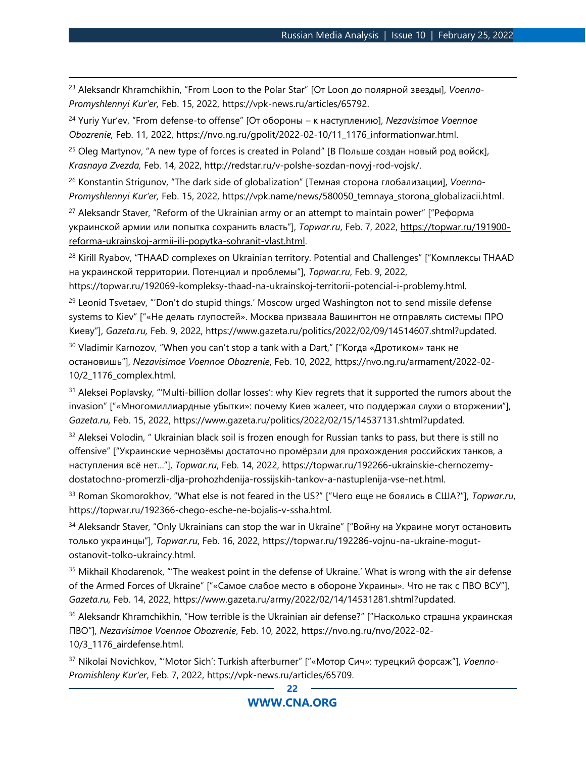[23] Aleksandr Khramchikhin, "From Loon to the Polar Star" [От Loon до полярной звезды], *Voenno-Promyshlennyi Kur'er,* Feb. 15, 2022, https://vpk-news.ru/articles/65792.

[24] Yuriy Yur'ev, "From defense-to offense" [От обороны – к наступлению], *Nezavisimoe Voennoe Obozrenie,* Feb. 11, 2022, https://nvo.ng.ru/gpolit/2022-02-10/11_1176_informationwar.html.

[25] Oleg Martynov, "A new type of forces is created in Poland" [В Польше создан новый род войск], *Krasnaya Zvezda,* Feb. 14, 2022, http://redstar.ru/v-polshe-sozdan-novyj-rod-vojsk/.

[26] Konstantin Strigunov, "The dark side of globalization" [Темная сторона глобализации], *Voenno-Promyshlennyi Kur'er,* Feb. 15, 2022, https://vpk.name/news/580050_temnaya_storona_globalizacii.html.

[27] Aleksandr Staver, "Reform of the Ukrainian army or an attempt to maintain power" ["Реформа украинской армии или попытка сохранить власть"], *Topwar.ru*, Feb. 7, 2022, https://topwar.ru/191900-reforma-ukrainskoj-armii-ili-popytka-sohranit-vlast.html.

[28] Kirill Ryabov, "THAAD complexes on Ukrainian territory. Potential and Challenges" ["Комплексы THAAD на украинской территории. Потенциал и проблемы"], *Topwar.ru*, Feb. 9, 2022, https://topwar.ru/192069-kompleksy-thaad-na-ukrainskoj-territorii-potencial-i-problemy.html.

[29] Leonid Tsvetaev, "'Don't do stupid things.' Moscow urged Washington not to send missile defense systems to Kiev" ["«Не делать глупостей». Москва призвала Вашингтон не отправлять системы ПРО Киеву"], *Gazeta.ru,* Feb. 9, 2022, https://www.gazeta.ru/politics/2022/02/09/14514607.shtml?updated.

[30] Vladimir Karnozov, "When you can't stop a tank with a Dart," ["Когда «Дротиком» танк не остановишь"], *Nezavisimoe Voennoe Obozrenie*, Feb. 10, 2022, https://nvo.ng.ru/armament/2022-02-10/2_1176_complex.html.

[31] Aleksei Poplavsky, "'Multi-billion dollar losses': why Kiev regrets that it supported the rumors about the invasion" ["«Многомиллиардные убытки»: почему Киев жалеет, что поддержал слухи о вторжении"], *Gazeta.ru,* Feb. 15, 2022, https://www.gazeta.ru/politics/2022/02/15/14537131.shtml?updated.

[32] Aleksei Volodin, " Ukrainian black soil is frozen enough for Russian tanks to pass, but there is still no offensive" ["Украинские чернозёмы достаточно промёрзли для прохождения российских танков, а наступления всё нет..."], *Topwar.ru*, Feb. 14, 2022, https://topwar.ru/192266-ukrainskie-chernozemy-dostatochno-promerzli-dlja-prohozhdenija-rossijskih-tankov-a-nastuplenija-vse-net.html.

[33] Roman Skomorokhov, "What else is not feared in the US?" ["Чего еще не боялись в США?"], *Topwar.ru*, https://topwar.ru/192366-chego-esche-ne-bojalis-v-ssha.html.

[34] Aleksandr Staver, "Only Ukrainians can stop the war in Ukraine" ["Войну на Украине могут остановить только украинцы"], *Topwar.ru*, Feb. 16, 2022, https://topwar.ru/192286-vojnu-na-ukraine-mogut-ostanovit-tolko-ukraincy.html.

[35] Mikhail Khodarenok, "'The weakest point in the defense of Ukraine.' What is wrong with the air defense of the Armed Forces of Ukraine" ["«Самое слабое место в обороне Украины». Что не так с ПВО ВСУ"], *Gazeta.ru,* Feb. 14, 2022, https://www.gazeta.ru/army/2022/02/14/14531281.shtml?updated.

[36] Aleksandr Khramchikhin, "How terrible is the Ukrainian air defense?" ["Насколько страшна украинская ПВО"], *Nezavisimoe Voennoe Obozrenie*, Feb. 10, 2022, https://nvo.ng.ru/nvo/2022-02-10/3_1176_airdefense.html.

[37] Nikolai Novichkov, "'Motor Sich': Turkish afterburner" ["«Мотор Сич»: турецкий форсаж"], *Voenno-Promishleny Kur'er*, Feb. 7, 2022, https://vpk-news.ru/articles/65709.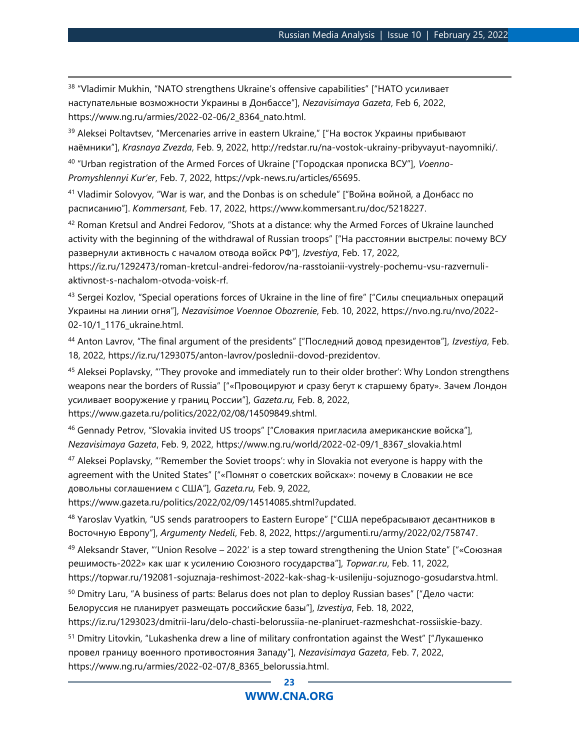[38] "Vladimir Mukhin, "NATO strengthens Ukraine's offensive capabilities" ["НАТО усиливает наступательные возможности Украины в Донбассе"], *Nezavisimaya Gazeta*, Feb 6, 2022, https://www.ng.ru/armies/2022-02-06/2_8364_nato.html.

[39] Aleksei Poltavtsev, "Mercenaries arrive in eastern Ukraine," ["На восток Украины прибывают наёмники"], *Krasnaya Zvezda*, Feb. 9, 2022, http://redstar.ru/na-vostok-ukrainy-pribyvayut-nayomniki/.

[40] "Urban registration of the Armed Forces of Ukraine ["Городская прописка ВСУ"], *Voenno-Promyshlennyi Kur'er*, Feb. 7, 2022, https://vpk-news.ru/articles/65695.

[41] Vladimir Solovyov, "War is war, and the Donbas is on schedule" ["Война войной, а Донбасс по расписанию"]. *Kommersant*, Feb. 17, 2022, https://www.kommersant.ru/doc/5218227.

[42] Roman Kretsul and Andrei Fedorov, "Shots at a distance: why the Armed Forces of Ukraine launched activity with the beginning of the withdrawal of Russian troops" ["На расстоянии выстрелы: почему ВСУ развернули активность с началом отвода войск РФ"], *Izvestiya*, Feb. 17, 2022, https://iz.ru/1292473/roman-kretcul-andrei-fedorov/na-rasstoianii-vystrely-pochemu-vsu-razvernuli-aktivnost-s-nachalom-otvoda-voisk-rf.

[43] Sergei Kozlov, "Special operations forces of Ukraine in the line of fire" ["Силы специальных операций Украины на линии огня"], *Nezavisimoe Voennoe Obozrenie*, Feb. 10, 2022, https://nvo.ng.ru/nvo/2022-02-10/1_1176_ukraine.html.

[44] Anton Lavrov, "The final argument of the presidents" ["Последний довод президентов"], *Izvestiya*, Feb. 18, 2022, https://iz.ru/1293075/anton-lavrov/poslednii-dovod-prezidentov.

[45] Aleksei Poplavsky, "'They provoke and immediately run to their older brother': Why London strengthens weapons near the borders of Russia" ["«Провоцируют и сразу бегут к старшему брату». Зачем Лондон усиливает вооружение у границ России"], *Gazeta.ru,* Feb. 8, 2022, https://www.gazeta.ru/politics/2022/02/08/14509849.shtml.

[46] Gennady Petrov, "Slovakia invited US troops" ["Словакия пригласила американские войска"], *Nezavisimaya Gazeta*, Feb. 9, 2022, https://www.ng.ru/world/2022-02-09/1_8367_slovakia.html

[47] Aleksei Poplavsky, "'Remember the Soviet troops': why in Slovakia not everyone is happy with the agreement with the United States" ["«Помнят о советских войсках»: почему в Словакии не все довольны соглашением с США"], *Gazeta.ru,* Feb. 9, 2022, https://www.gazeta.ru/politics/2022/02/09/14514085.shtml?updated.

[48] Yaroslav Vyatkin, "US sends paratroopers to Eastern Europe" ["США перебрасывают десантников в Восточную Европу"], *Argumenty Nedeli*, Feb. 8, 2022, https://argumenti.ru/army/2022/02/758747.

[49] Aleksandr Staver, "'Union Resolve – 2022' is a step toward strengthening the Union State" ["«Союзная решимость-2022» как шаг к усилению Союзного государства"], *Topwar.ru*, Feb. 11, 2022, https://topwar.ru/192081-sojuznaja-reshimost-2022-kak-shag-k-usileniju-sojuznogo-gosudarstva.html.

[50] Dmitry Laru, "A business of parts: Belarus does not plan to deploy Russian bases" ["Дело части: Белоруссия не планирует размещать российские базы"], *Izvestiya*, Feb. 18, 2022, https://iz.ru/1293023/dmitrii-laru/delo-chasti-belorussiia-ne-planiruet-razmeshchat-rossiiskie-bazy.

[51] Dmitry Litovkin, "Lukashenka drew a line of military confrontation against the West" ["Лукашенко провел границу военного противостояния Западу"], *Nezavisimaya Gazeta*, Feb. 7, 2022, https://www.ng.ru/armies/2022-02-07/8_8365_belorussia.html.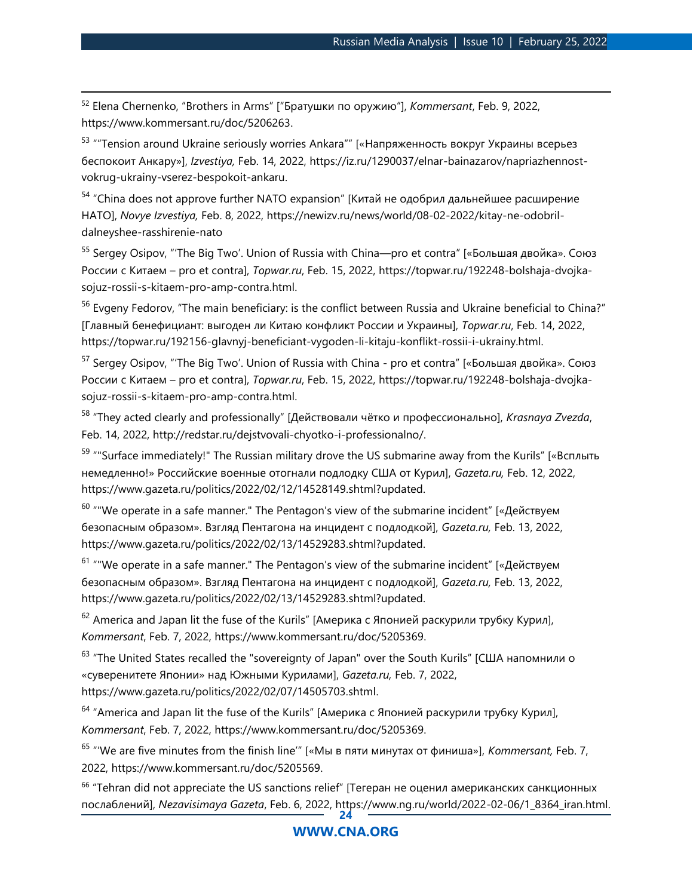[52] Elena Chernenko, "Brothers in Arms" ["Братушки по оружию"], *Kommersant*, Feb. 9, 2022, https://www.kommersant.ru/doc/5206263.

[53] ""Tension around Ukraine seriously worries Ankara"" [«Напряженность вокруг Украины всерьез беспокоит Анкару»], *Izvestiya,* Feb. 14, 2022, https://iz.ru/1290037/elnar-bainazarov/napriazhennost-vokrug-ukrainy-vserez-bespokoit-ankaru.

[54] "China does not approve further NATO expansion" [Китай не одобрил дальнейшее расширение НАТО], *Novye Izvestiya,* Feb. 8, 2022, https://newizv.ru/news/world/08-02-2022/kitay-ne-odobril-dalneyshee-rasshirenie-nato

[55] Sergey Osipov, "'The Big Two'. Union of Russia with China—pro et contra" [«Большая двойка». Союз России с Китаем – pro et contra], *Topwar.ru*, Feb. 15, 2022, https://topwar.ru/192248-bolshaja-dvojka-sojuz-rossii-s-kitaem-pro-amp-contra.html.

[56] Evgeny Fedorov, "The main beneficiary: is the conflict between Russia and Ukraine beneficial to China?" [Главный бенефициант: выгоден ли Китаю конфликт России и Украины], *Topwar.ru*, Feb. 14, 2022, https://topwar.ru/192156-glavnyj-beneficiant-vygoden-li-kitaju-konflikt-rossii-i-ukrainy.html.

[57] Sergey Osipov, "'The Big Two'. Union of Russia with China - pro et contra" [«Большая двойка». Союз России с Китаем – pro et contra], *Topwar.ru*, Feb. 15, 2022, https://topwar.ru/192248-bolshaja-dvojka-sojuz-rossii-s-kitaem-pro-amp-contra.html.

[58] "They acted clearly and professionally" [Действовали чётко и профессионально], *Krasnaya Zvezda*, Feb. 14, 2022, http://redstar.ru/dejstvovali-chyotko-i-professionalno/.

[59] ""Surface immediately!" The Russian military drove the US submarine away from the Kurils" [«Всплыть немедленно!» Российские военные отогнали подлодку США от Курил], *Gazeta.ru,* Feb. 12, 2022, https://www.gazeta.ru/politics/2022/02/12/14528149.shtml?updated.

[60] ""We operate in a safe manner." The Pentagon's view of the submarine incident" [«Действуем безопасным образом». Взгляд Пентагона на инцидент с подлодкой], *Gazeta.ru,* Feb. 13, 2022, https://www.gazeta.ru/politics/2022/02/13/14529283.shtml?updated.

[61] ""We operate in a safe manner." The Pentagon's view of the submarine incident" [«Действуем безопасным образом». Взгляд Пентагона на инцидент с подлодкой], *Gazeta.ru,* Feb. 13, 2022, https://www.gazeta.ru/politics/2022/02/13/14529283.shtml?updated.

[62] America and Japan lit the fuse of the Kurils" [Америка с Японией раскурили трубку Курил], *Kommersant*, Feb. 7, 2022, https://www.kommersant.ru/doc/5205369.

[63] "The United States recalled the "sovereignty of Japan" over the South Kurils" [США напомнили о «суверенитете Японии» над Южными Курилами], *Gazeta.ru,* Feb. 7, 2022, https://www.gazeta.ru/politics/2022/02/07/14505703.shtml.

[64] "America and Japan lit the fuse of the Kurils" [Америка с Японией раскурили трубку Курил], *Kommersant*, Feb. 7, 2022, https://www.kommersant.ru/doc/5205369.

[65] "'We are five minutes from the finish line'" [«Мы в пяти минутах от финиша»], *Kommersant,* Feb. 7, 2022, https://www.kommersant.ru/doc/5205569.

[66] "Tehran did not appreciate the US sanctions relief" [Тегеран не оценил американских санкционных послаблений], *Nezavisimaya Gazeta*, Feb. 6, 2022, https://www.ng.ru/world/2022-02-06/1_8364_iran.html.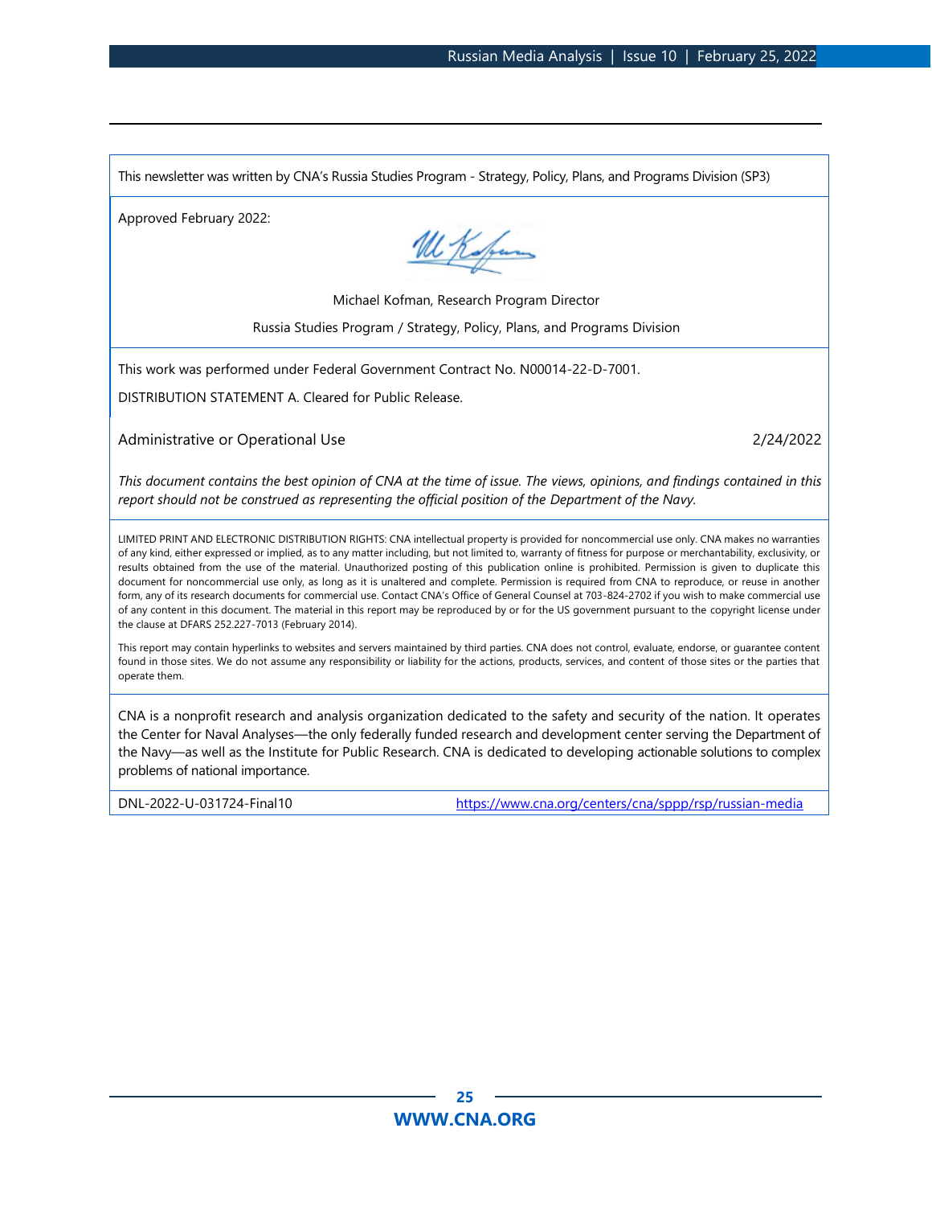This newsletter was written by CNA's Russia Studies Program - Strategy, Policy, Plans, and Programs Division (SP3)

Approved February 2022:

Michael Kofman, Research Program Director

Russia Studies Program / Strategy, Policy, Plans, and Programs Division

This work was performed under Federal Government Contract No. N00014-22-D-7001.

DISTRIBUTION STATEMENT A. Cleared for Public Release.

Administrative or Operational Use 2/24/2022

*This document contains the best opinion of CNA at the time of issue. The views, opinions, and findings contained in this report should not be construed as representing the official position of the Department of the Navy.*

LIMITED PRINT AND ELECTRONIC DISTRIBUTION RIGHTS: CNA intellectual property is provided for noncommercial use only. CNA makes no warranties of any kind, either expressed or implied, as to any matter including, but not limited to, warranty of fitness for purpose or merchantability, exclusivity, or results obtained from the use of the material. Unauthorized posting of this publication online is prohibited. Permission is given to duplicate this document for noncommercial use only, as long as it is unaltered and complete. Permission is required from CNA to reproduce, or reuse in another form, any of its research documents for commercial use. Contact CNA's Office of General Counsel at 703-824-2702 if you wish to make commercial use of any content in this document. The material in this report may be reproduced by or for the US government pursuant to the copyright license under the clause at DFARS 252.227-7013 (February 2014).

This report may contain hyperlinks to websites and servers maintained by third parties. CNA does not control, evaluate, endorse, or guarantee content found in those sites. We do not assume any responsibility or liability for the actions, products, services, and content of those sites or the parties that operate them.

CNA is a nonprofit research and analysis organization dedicated to the safety and security of the nation. It operates the Center for Naval Analyses—the only federally funded research and development center serving the Department of the Navy—as well as the Institute for Public Research. CNA is dedicated to developing actionable solutions to complex problems of national importance.

DNL-2022-U-031724-Final10 https://www.cna.org/centers/cna/sppp/rsp/russian-media